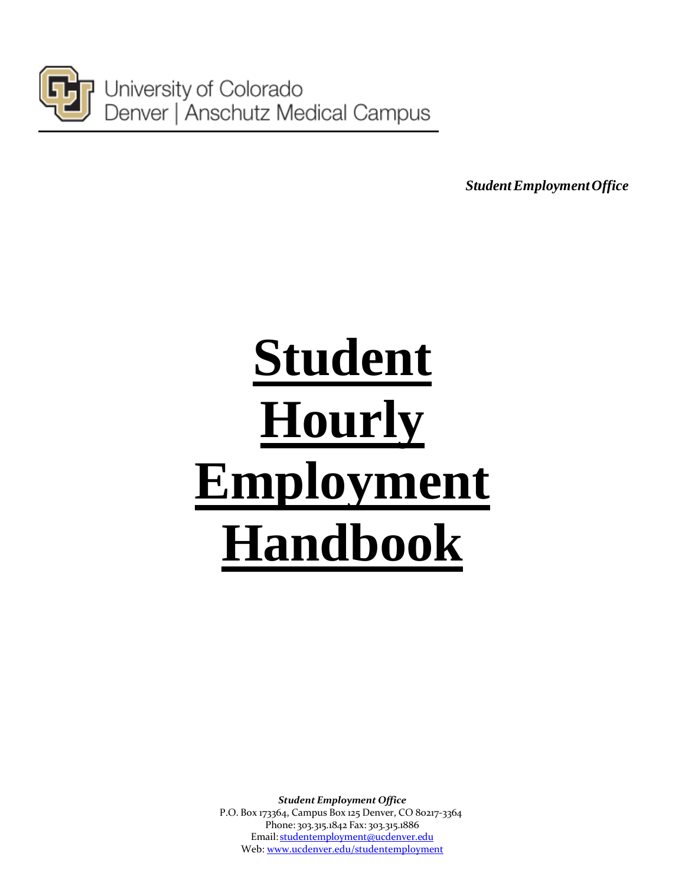University of Colorado
Denver | Anschutz Medical Campus

*Student Employment Office*

# Student Hourly Employment Handbook

***Student Employment Office***
P.O. Box 173364, Campus Box 125 Denver, CO 80217-3364
Phone: 303.315.1842 Fax: 303.315.1886
Email: [studentemployment@ucdenver.edu](mailto:studentemployment@ucdenver.edu)
Web: [www.ucdenver.edu/studentemployment](http://www.ucdenver.edu/studentemployment)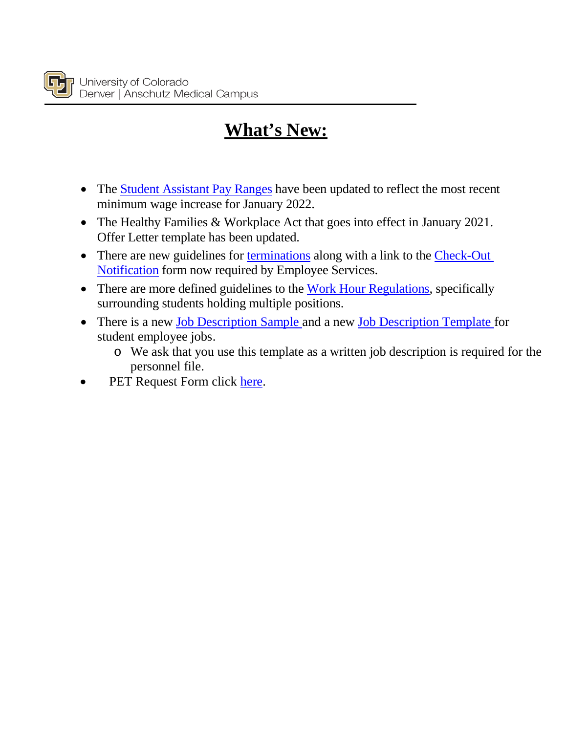University of Colorado
Denver | Anschutz Medical Campus

# What's New:

- The Student Assistant Pay Ranges have been updated to reflect the most recent minimum wage increase for January 2022.
- The Healthy Families & Workplace Act that goes into effect in January 2021. Offer Letter template has been updated.
- There are new guidelines for terminations along with a link to the Check-Out Notification form now required by Employee Services.
- There are more defined guidelines to the Work Hour Regulations, specifically surrounding students holding multiple positions.
- There is a new Job Description Sample and a new Job Description Template for student employee jobs.
  - We ask that you use this template as a written job description is required for the personnel file.
- PET Request Form click here.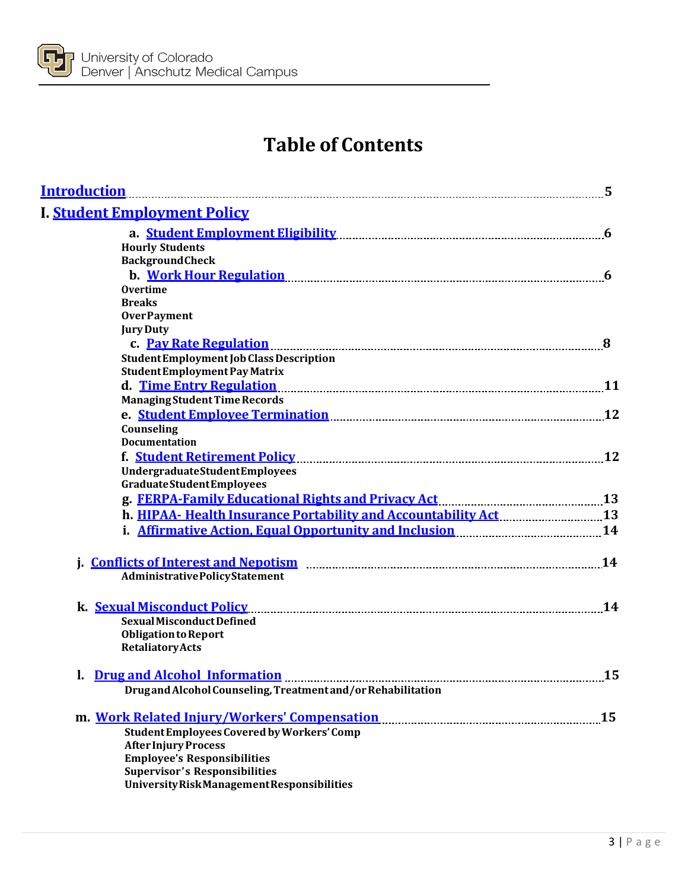# Table of Contents

**Introduction** ........ 5

**I. Student Employment Policy**

- **a. Student Employment Eligibility** ........ 6
  - Hourly Students
  - Background Check
- **b. Work Hour Regulation** ........ 6
  - Overtime
  - Breaks
  - Over Payment
  - Jury Duty
- **c. Pay Rate Regulation** ........ 8
  - Student Employment Job Class Description
  - Student Employment Pay Matrix
- **d. Time Entry Regulation** ........ 11
  - Managing Student Time Records
- **e. Student Employee Termination** ........ 12
  - Counseling
  - Documentation
- **f. Student Retirement Policy** ........ 12
  - Undergraduate Student Employees
  - Graduate Student Employees
- **g. FERPA-Family Educational Rights and Privacy Act** ........ 13
- **h. HIPAA- Health Insurance Portability and Accountability Act** ........ 13
- **i. Affirmative Action, Equal Opportunity and Inclusion** ........ 14
- **j. Conflicts of Interest and Nepotism** ........ 14
  - Administrative Policy Statement
- **k. Sexual Misconduct Policy** ........ 14
  - Sexual Misconduct Defined
  - Obligation to Report
  - Retaliatory Acts
- **l. Drug and Alcohol Information** ........ 15
  - Drug and Alcohol Counseling, Treatment and/or Rehabilitation
- **m. Work Related Injury/Workers' Compensation** ........ 15
  - Student Employees Covered by Workers' Comp
  - After Injury Process
  - Employee's Responsibilities
  - Supervisor's Responsibilities
  - University Risk Management Responsibilities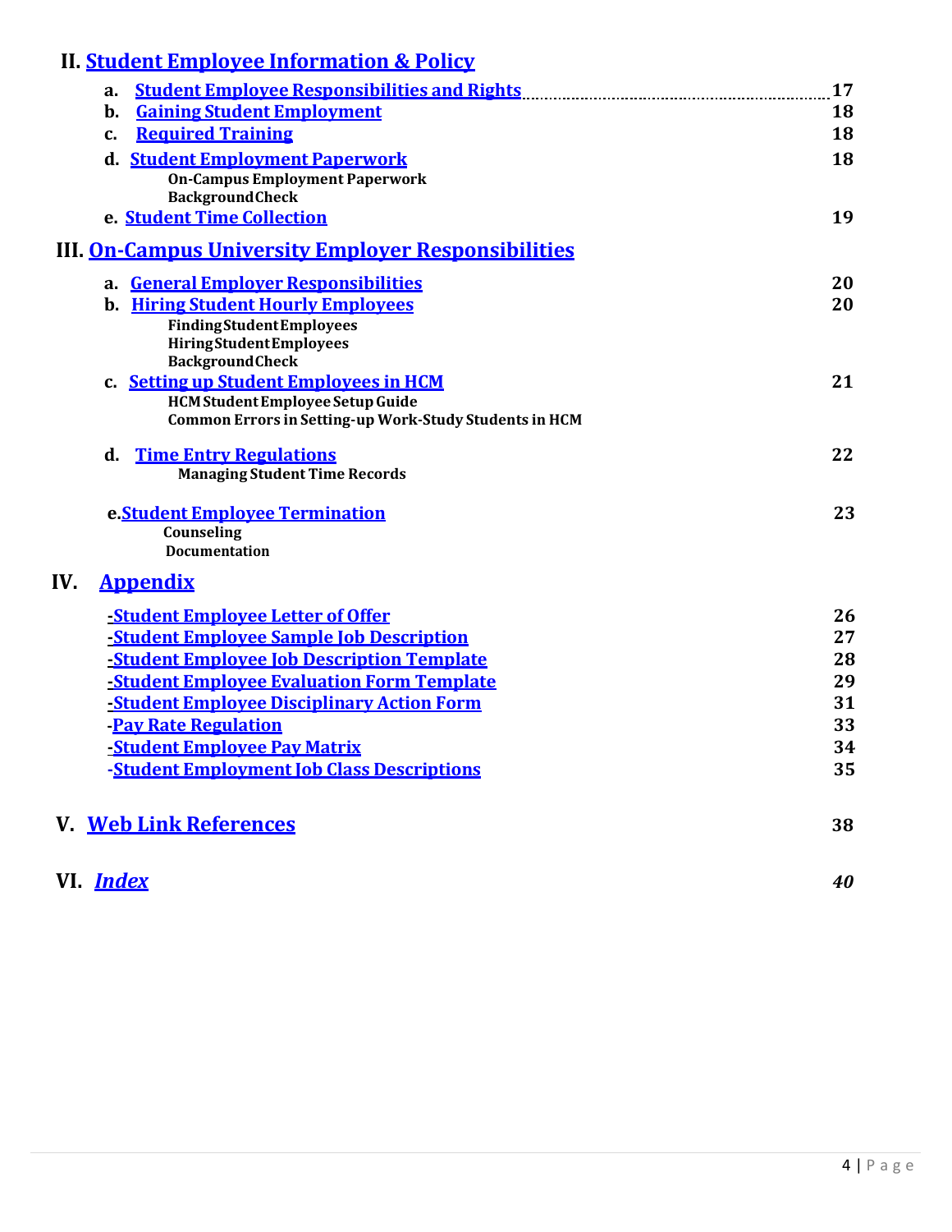## II. Student Employee Information & Policy

- a. Student Employee Responsibilities and Rights ........ 17
- b. Gaining Student Employment ........ 18
- c. Required Training ........ 18
- d. Student Employment Paperwork ........ 18
  - On-Campus Employment Paperwork
  - Background Check
- e. Student Time Collection ........ 19

## III. On-Campus University Employer Responsibilities

- a. General Employer Responsibilities ........ 20
- b. Hiring Student Hourly Employees ........ 20
  - Finding Student Employees
  - Hiring Student Employees
  - Background Check
- c. Setting up Student Employees in HCM ........ 21
  - HCM Student Employee Setup Guide
  - Common Errors in Setting-up Work-Study Students in HCM
- d. Time Entry Regulations ........ 22
  - Managing Student Time Records
- e. Student Employee Termination ........ 23
  - Counseling
  - Documentation

## IV. Appendix

- -Student Employee Letter of Offer ........ 26
- -Student Employee Sample Job Description ........ 27
- -Student Employee Job Description Template ........ 28
- -Student Employee Evaluation Form Template ........ 29
- -Student Employee Disciplinary Action Form ........ 31
- -Pay Rate Regulation ........ 33
- -Student Employee Pay Matrix ........ 34
- -Student Employment Job Class Descriptions ........ 35

## V. Web Link References ........ 38

## VI. *Index* ........ *40*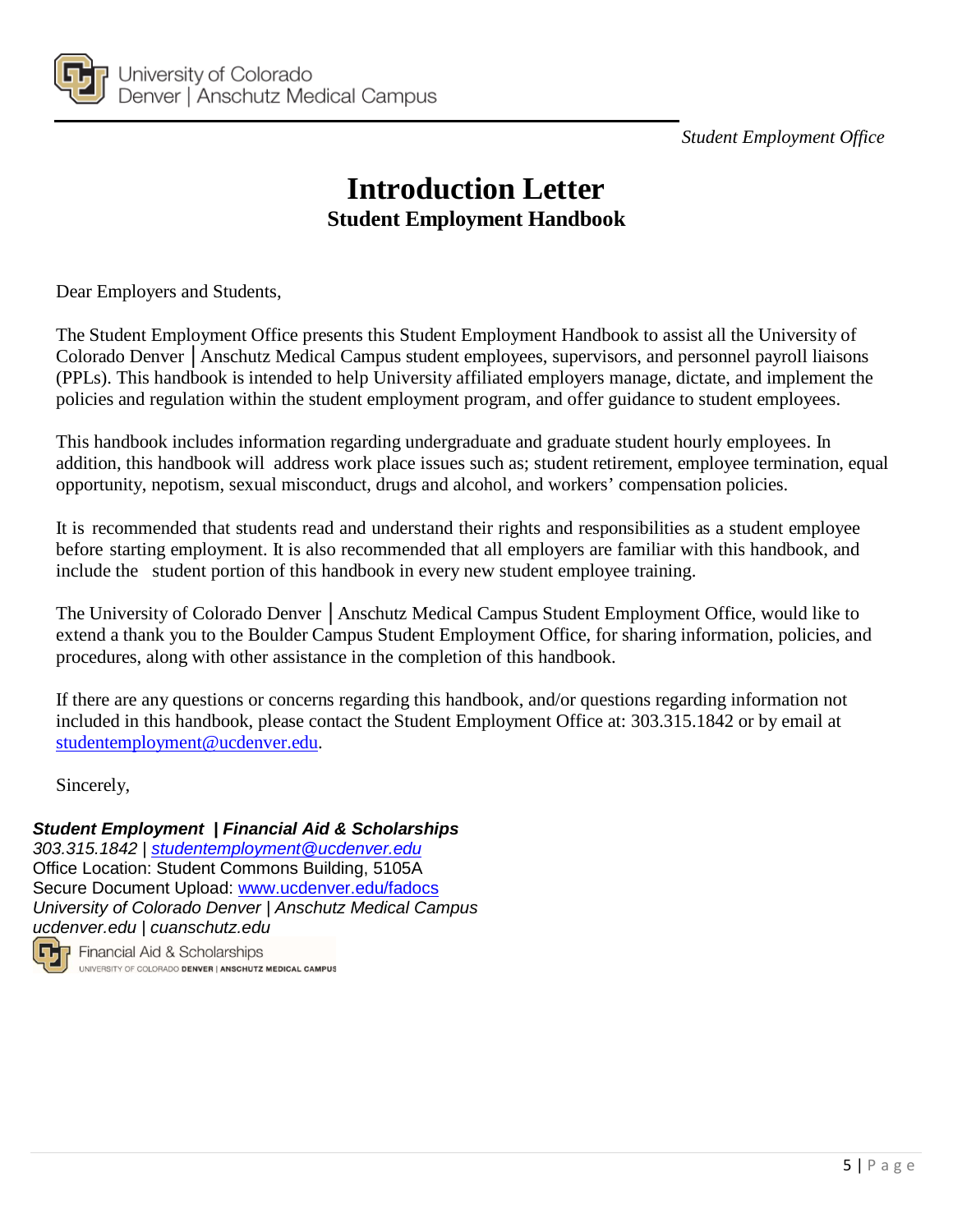# Introduction Letter

## Student Employment Handbook

Dear Employers and Students,

The Student Employment Office presents this Student Employment Handbook to assist all the University of Colorado Denver │Anschutz Medical Campus student employees, supervisors, and personnel payroll liaisons (PPLs). This handbook is intended to help University affiliated employers manage, dictate, and implement the policies and regulation within the student employment program, and offer guidance to student employees.

This handbook includes information regarding undergraduate and graduate student hourly employees. In addition, this handbook will address work place issues such as; student retirement, employee termination, equal opportunity, nepotism, sexual misconduct, drugs and alcohol, and workers' compensation policies.

It is recommended that students read and understand their rights and responsibilities as a student employee before starting employment. It is also recommended that all employers are familiar with this handbook, and include the student portion of this handbook in every new student employee training.

The University of Colorado Denver │Anschutz Medical Campus Student Employment Office, would like to extend a thank you to the Boulder Campus Student Employment Office, for sharing information, policies, and procedures, along with other assistance in the completion of this handbook.

If there are any questions or concerns regarding this handbook, and/or questions regarding information not included in this handbook, please contact the Student Employment Office at: 303.315.1842 or by email at studentemployment@ucdenver.edu.

Sincerely,

***Student Employment | Financial Aid & Scholarships***
*303.315.1842 | studentemployment@ucdenver.edu*
Office Location: Student Commons Building, 5105A
Secure Document Upload: www.ucdenver.edu/fadocs
*University of Colorado Denver | Anschutz Medical Campus*
*ucdenver.edu | cuanschutz.edu*

Financial Aid & Scholarships
UNIVERSITY OF COLORADO DENVER | ANSCHUTZ MEDICAL CAMPUS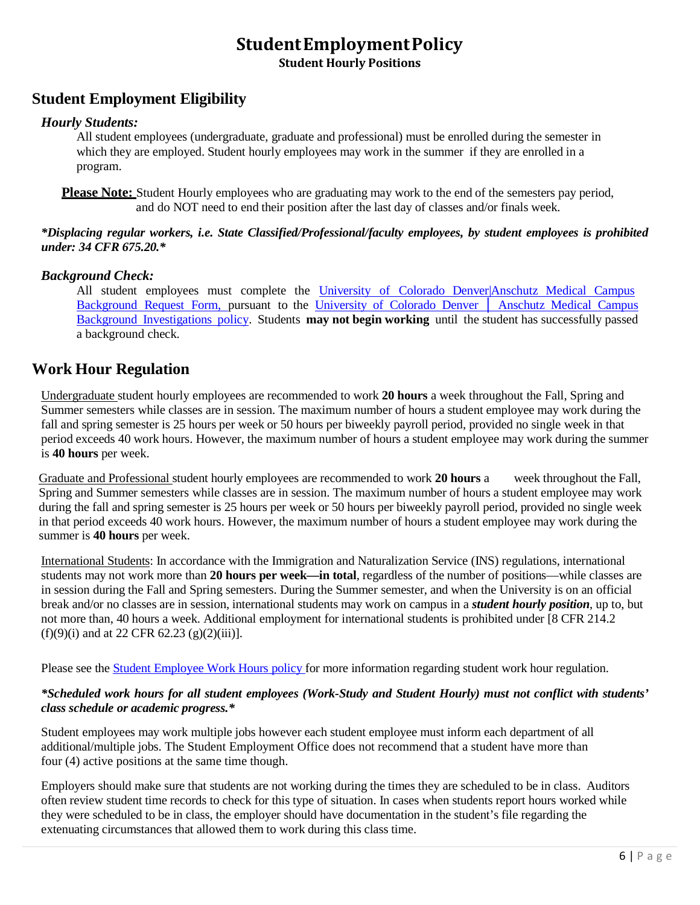# Student Employment Policy

**Student Hourly Positions**

## Student Employment Eligibility

### *Hourly Students:*

All student employees (undergraduate, graduate and professional) must be enrolled during the semester in which they are employed. Student hourly employees may work in the summer if they are enrolled in a program.

**Please Note:** Student Hourly employees who are graduating may work to the end of the semesters pay period, and do NOT need to end their position after the last day of classes and/or finals week.

***Displacing regular workers, i.e. State Classified/Professional/faculty employees, by student employees is prohibited under: 34 CFR 675.20.***

### *Background Check:*

All student employees must complete the University of Colorado Denver|Anschutz Medical Campus Background Request Form, pursuant to the University of Colorado Denver │ Anschutz Medical Campus Background Investigations policy. Students **may not begin working** until the student has successfully passed a background check.

## Work Hour Regulation

Undergraduate student hourly employees are recommended to work **20 hours** a week throughout the Fall, Spring and Summer semesters while classes are in session. The maximum number of hours a student employee may work during the fall and spring semester is 25 hours per week or 50 hours per biweekly payroll period, provided no single week in that period exceeds 40 work hours. However, the maximum number of hours a student employee may work during the summer is **40 hours** per week.

Graduate and Professional student hourly employees are recommended to work **20 hours** a week throughout the Fall, Spring and Summer semesters while classes are in session. The maximum number of hours a student employee may work during the fall and spring semester is 25 hours per week or 50 hours per biweekly payroll period, provided no single week in that period exceeds 40 work hours. However, the maximum number of hours a student employee may work during the summer is **40 hours** per week.

International Students: In accordance with the Immigration and Naturalization Service (INS) regulations, international students may not work more than **20 hours per week—in total**, regardless of the number of positions—while classes are in session during the Fall and Spring semesters. During the Summer semester, and when the University is on an official break and/or no classes are in session, international students may work on campus in a ***student hourly position***, up to, but not more than, 40 hours a week. Additional employment for international students is prohibited under [8 CFR 214.2 (f)(9)(i) and at 22 CFR 62.23 (g)(2)(iii)].

Please see the Student Employee Work Hours policy for more information regarding student work hour regulation.

***Scheduled work hours for all student employees (Work-Study and Student Hourly) must not conflict with students' class schedule or academic progress.***

Student employees may work multiple jobs however each student employee must inform each department of all additional/multiple jobs. The Student Employment Office does not recommend that a student have more than four (4) active positions at the same time though.

Employers should make sure that students are not working during the times they are scheduled to be in class. Auditors often review student time records to check for this type of situation. In cases when students report hours worked while they were scheduled to be in class, the employer should have documentation in the student's file regarding the extenuating circumstances that allowed them to work during this class time.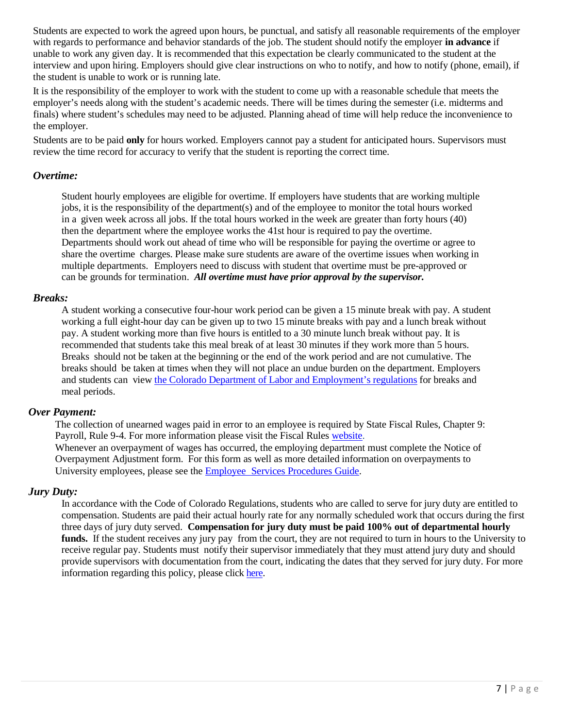Students are expected to work the agreed upon hours, be punctual, and satisfy all reasonable requirements of the employer with regards to performance and behavior standards of the job. The student should notify the employer **in advance** if unable to work any given day. It is recommended that this expectation be clearly communicated to the student at the interview and upon hiring. Employers should give clear instructions on who to notify, and how to notify (phone, email), if the student is unable to work or is running late.

It is the responsibility of the employer to work with the student to come up with a reasonable schedule that meets the employer's needs along with the student's academic needs. There will be times during the semester (i.e. midterms and finals) where student's schedules may need to be adjusted. Planning ahead of time will help reduce the inconvenience to the employer.

Students are to be paid **only** for hours worked. Employers cannot pay a student for anticipated hours. Supervisors must review the time record for accuracy to verify that the student is reporting the correct time.

### *Overtime:*

Student hourly employees are eligible for overtime. If employers have students that are working multiple jobs, it is the responsibility of the department(s) and of the employee to monitor the total hours worked in a given week across all jobs. If the total hours worked in the week are greater than forty hours (40) then the department where the employee works the 41st hour is required to pay the overtime. Departments should work out ahead of time who will be responsible for paying the overtime or agree to share the overtime charges. Please make sure students are aware of the overtime issues when working in multiple departments. Employers need to discuss with student that overtime must be pre-approved or can be grounds for termination. ***All overtime must have prior approval by the supervisor.***

### *Breaks:*

A student working a consecutive four-hour work period can be given a 15 minute break with pay. A student working a full eight-hour day can be given up to two 15 minute breaks with pay and a lunch break without pay. A student working more than five hours is entitled to a 30 minute lunch break without pay. It is recommended that students take this meal break of at least 30 minutes if they work more than 5 hours. Breaks should not be taken at the beginning or the end of the work period and are not cumulative. The breaks should be taken at times when they will not place an undue burden on the department. Employers and students can view the Colorado Department of Labor and Employment's regulations for breaks and meal periods.

### *Over Payment:*

The collection of unearned wages paid in error to an employee is required by State Fiscal Rules, Chapter 9: Payroll, Rule 9-4. For more information please visit the Fiscal Rules website.

Whenever an overpayment of wages has occurred, the employing department must complete the Notice of Overpayment Adjustment form. For this form as well as more detailed information on overpayments to University employees, please see the Employee Services Procedures Guide.

### *Jury Duty:*

In accordance with the Code of Colorado Regulations, students who are called to serve for jury duty are entitled to compensation. Students are paid their actual hourly rate for any normally scheduled work that occurs during the first three days of jury duty served. **Compensation for jury duty must be paid 100% out of departmental hourly funds.** If the student receives any jury pay from the court, they are not required to turn in hours to the University to receive regular pay. Students must notify their supervisor immediately that they must attend jury duty and should provide supervisors with documentation from the court, indicating the dates that they served for jury duty. For more information regarding this policy, please click here.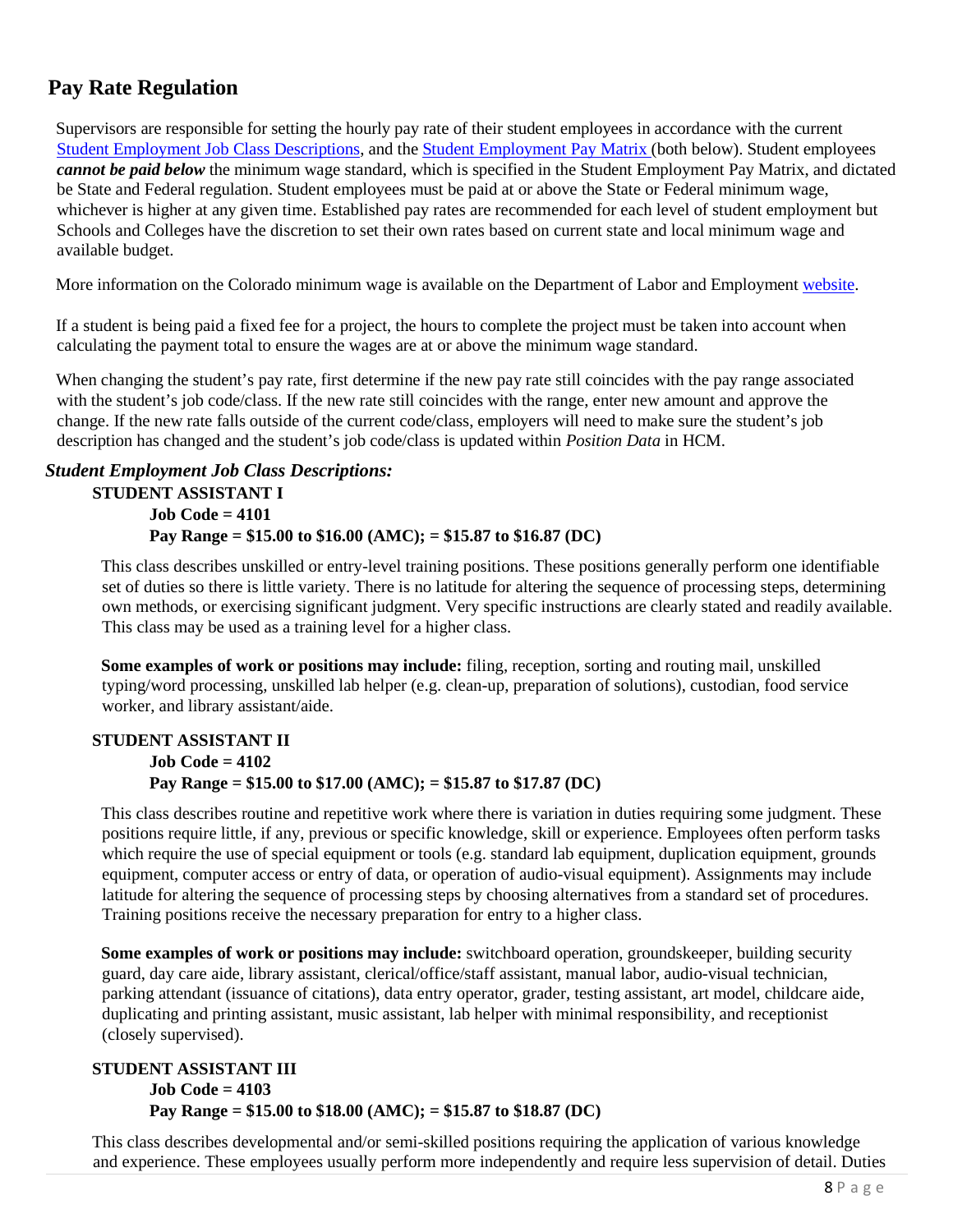## Pay Rate Regulation

Supervisors are responsible for setting the hourly pay rate of their student employees in accordance with the current [Student Employment Job Class Descriptions](), and the [Student Employment Pay Matrix ]()(both below). Student employees ***cannot be paid below*** the minimum wage standard, which is specified in the Student Employment Pay Matrix, and dictated be State and Federal regulation. Student employees must be paid at or above the State or Federal minimum wage, whichever is higher at any given time. Established pay rates are recommended for each level of student employment but Schools and Colleges have the discretion to set their own rates based on current state and local minimum wage and available budget.

More information on the Colorado minimum wage is available on the Department of Labor and Employment [website]().

If a student is being paid a fixed fee for a project, the hours to complete the project must be taken into account when calculating the payment total to ensure the wages are at or above the minimum wage standard.

When changing the student's pay rate, first determine if the new pay rate still coincides with the pay range associated with the student's job code/class. If the new rate still coincides with the range, enter new amount and approve the change. If the new rate falls outside of the current code/class, employers will need to make sure the student's job description has changed and the student's job code/class is updated within *Position Data* in HCM.

### *Student Employment Job Class Descriptions:*

**STUDENT ASSISTANT I**

**Job Code = 4101**

**Pay Range = $15.00 to $16.00 (AMC); = $15.87 to $16.87 (DC)**

This class describes unskilled or entry-level training positions. These positions generally perform one identifiable set of duties so there is little variety. There is no latitude for altering the sequence of processing steps, determining own methods, or exercising significant judgment. Very specific instructions are clearly stated and readily available. This class may be used as a training level for a higher class.

**Some examples of work or positions may include:** filing, reception, sorting and routing mail, unskilled typing/word processing, unskilled lab helper (e.g. clean-up, preparation of solutions), custodian, food service worker, and library assistant/aide.

**STUDENT ASSISTANT II**

**Job Code = 4102**

**Pay Range = $15.00 to $17.00 (AMC); = $15.87 to $17.87 (DC)**

This class describes routine and repetitive work where there is variation in duties requiring some judgment. These positions require little, if any, previous or specific knowledge, skill or experience. Employees often perform tasks which require the use of special equipment or tools (e.g. standard lab equipment, duplication equipment, grounds equipment, computer access or entry of data, or operation of audio-visual equipment). Assignments may include latitude for altering the sequence of processing steps by choosing alternatives from a standard set of procedures. Training positions receive the necessary preparation for entry to a higher class.

**Some examples of work or positions may include:** switchboard operation, groundskeeper, building security guard, day care aide, library assistant, clerical/office/staff assistant, manual labor, audio-visual technician, parking attendant (issuance of citations), data entry operator, grader, testing assistant, art model, childcare aide, duplicating and printing assistant, music assistant, lab helper with minimal responsibility, and receptionist (closely supervised).

**STUDENT ASSISTANT III**

**Job Code = 4103**

**Pay Range = $15.00 to $18.00 (AMC); = $15.87 to $18.87 (DC)**

This class describes developmental and/or semi-skilled positions requiring the application of various knowledge and experience. These employees usually perform more independently and require less supervision of detail. Duties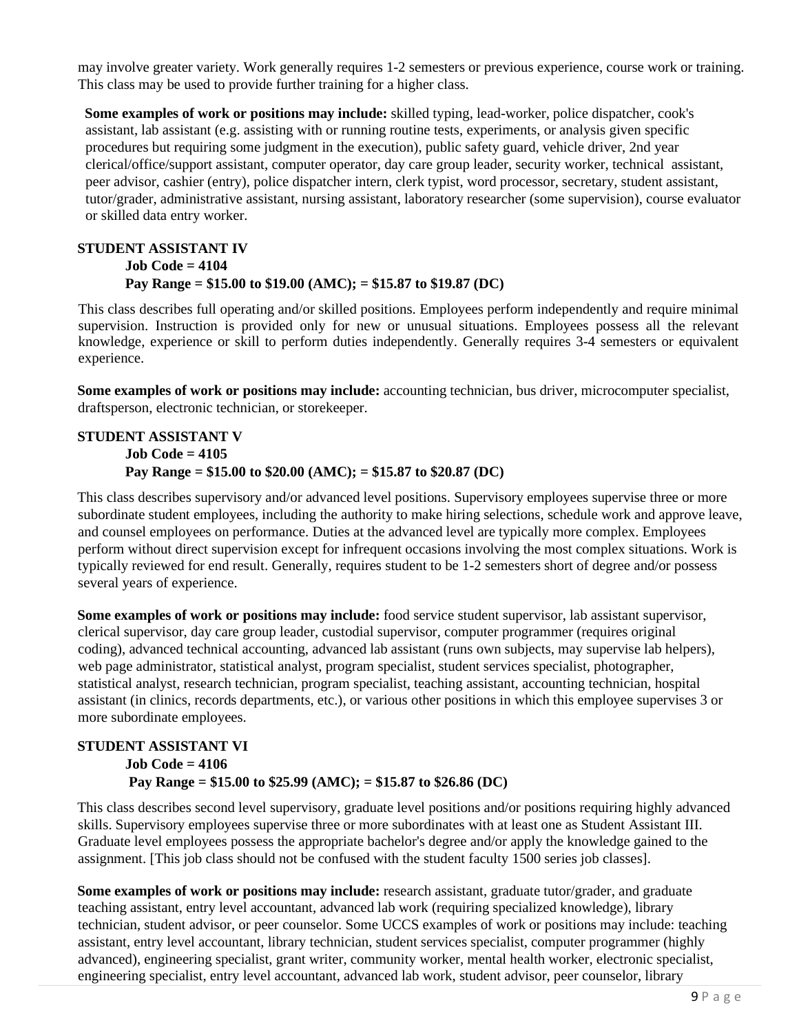may involve greater variety. Work generally requires 1-2 semesters or previous experience, course work or training. This class may be used to provide further training for a higher class.

**Some examples of work or positions may include:** skilled typing, lead-worker, police dispatcher, cook's assistant, lab assistant (e.g. assisting with or running routine tests, experiments, or analysis given specific procedures but requiring some judgment in the execution), public safety guard, vehicle driver, 2nd year clerical/office/support assistant, computer operator, day care group leader, security worker, technical assistant, peer advisor, cashier (entry), police dispatcher intern, clerk typist, word processor, secretary, student assistant, tutor/grader, administrative assistant, nursing assistant, laboratory researcher (some supervision), course evaluator or skilled data entry worker.

**STUDENT ASSISTANT IV**

**Job Code = 4104**

**Pay Range = $15.00 to $19.00 (AMC); = $15.87 to $19.87 (DC)**

This class describes full operating and/or skilled positions. Employees perform independently and require minimal supervision. Instruction is provided only for new or unusual situations. Employees possess all the relevant knowledge, experience or skill to perform duties independently. Generally requires 3-4 semesters or equivalent experience.

**Some examples of work or positions may include:** accounting technician, bus driver, microcomputer specialist, draftsperson, electronic technician, or storekeeper.

**STUDENT ASSISTANT V**

**Job Code = 4105**

**Pay Range = $15.00 to $20.00 (AMC); = $15.87 to $20.87 (DC)**

This class describes supervisory and/or advanced level positions. Supervisory employees supervise three or more subordinate student employees, including the authority to make hiring selections, schedule work and approve leave, and counsel employees on performance. Duties at the advanced level are typically more complex. Employees perform without direct supervision except for infrequent occasions involving the most complex situations. Work is typically reviewed for end result. Generally, requires student to be 1-2 semesters short of degree and/or possess several years of experience.

**Some examples of work or positions may include:** food service student supervisor, lab assistant supervisor, clerical supervisor, day care group leader, custodial supervisor, computer programmer (requires original coding), advanced technical accounting, advanced lab assistant (runs own subjects, may supervise lab helpers), web page administrator, statistical analyst, program specialist, student services specialist, photographer, statistical analyst, research technician, program specialist, teaching assistant, accounting technician, hospital assistant (in clinics, records departments, etc.), or various other positions in which this employee supervises 3 or more subordinate employees.

**STUDENT ASSISTANT VI**

**Job Code = 4106**

**Pay Range = $15.00 to $25.99 (AMC); = $15.87 to $26.86 (DC)**

This class describes second level supervisory, graduate level positions and/or positions requiring highly advanced skills. Supervisory employees supervise three or more subordinates with at least one as Student Assistant III. Graduate level employees possess the appropriate bachelor's degree and/or apply the knowledge gained to the assignment. [This job class should not be confused with the student faculty 1500 series job classes].

**Some examples of work or positions may include:** research assistant, graduate tutor/grader, and graduate teaching assistant, entry level accountant, advanced lab work (requiring specialized knowledge), library technician, student advisor, or peer counselor. Some UCCS examples of work or positions may include: teaching assistant, entry level accountant, library technician, student services specialist, computer programmer (highly advanced), engineering specialist, grant writer, community worker, mental health worker, electronic specialist, engineering specialist, entry level accountant, advanced lab work, student advisor, peer counselor, library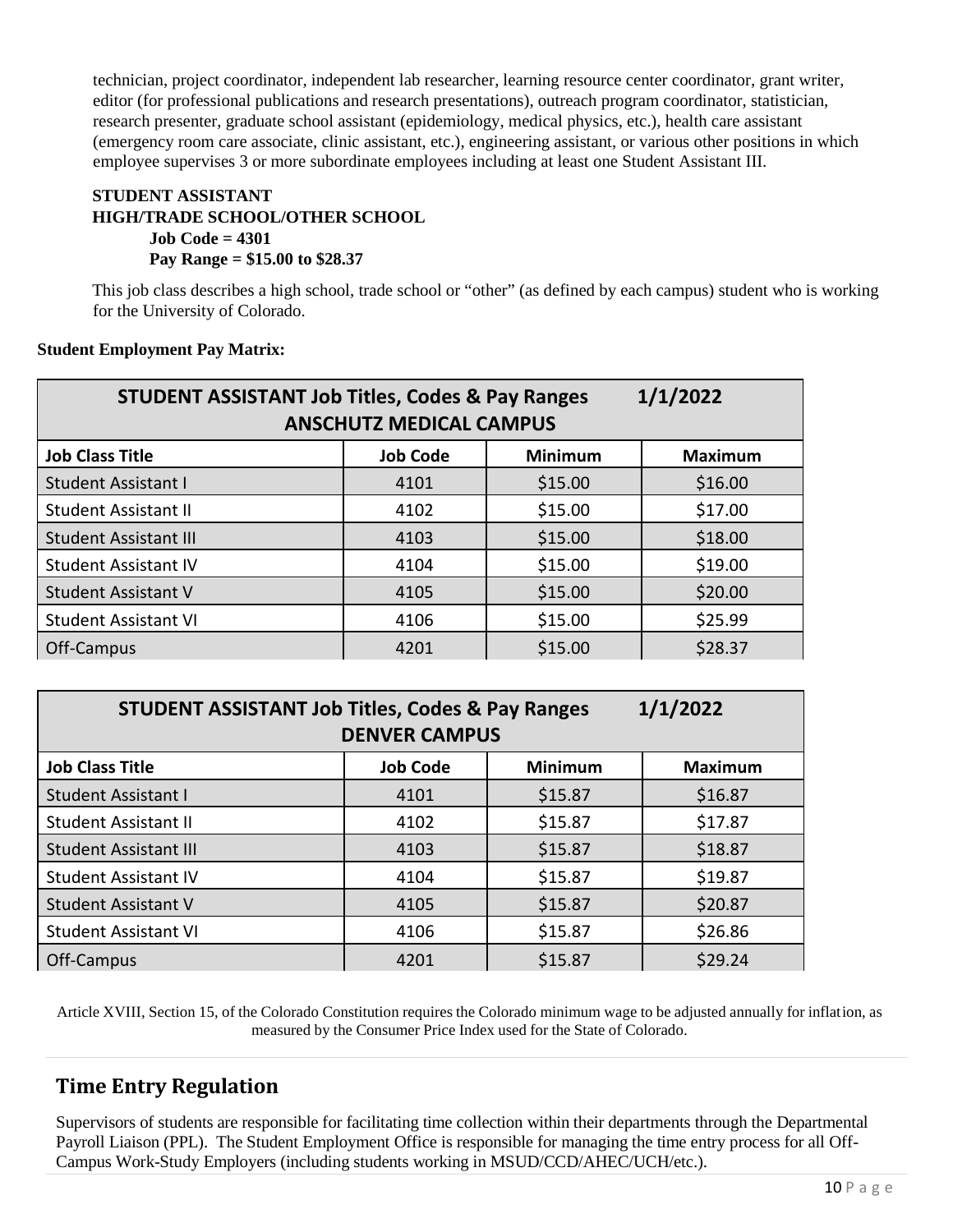technician, project coordinator, independent lab researcher, learning resource center coordinator, grant writer, editor (for professional publications and research presentations), outreach program coordinator, statistician, research presenter, graduate school assistant (epidemiology, medical physics, etc.), health care assistant (emergency room care associate, clinic assistant, etc.), engineering assistant, or various other positions in which employee supervises 3 or more subordinate employees including at least one Student Assistant III.

**STUDENT ASSISTANT**
**HIGH/TRADE SCHOOL/OTHER SCHOOL**
**Job Code = 4301**
**Pay Range = $15.00 to $28.37**

This job class describes a high school, trade school or "other" (as defined by each campus) student who is working for the University of Colorado.

**Student Employment Pay Matrix:**

| STUDENT ASSISTANT Job Titles, Codes & Pay Ranges 1/1/2022 ANSCHUTZ MEDICAL CAMPUS | | | |
|---|---|---|---|
| **Job Class Title** | **Job Code** | **Minimum** | **Maximum** |
| Student Assistant I | 4101 | $15.00 | $16.00 |
| Student Assistant II | 4102 | $15.00 | $17.00 |
| Student Assistant III | 4103 | $15.00 | $18.00 |
| Student Assistant IV | 4104 | $15.00 | $19.00 |
| Student Assistant V | 4105 | $15.00 | $20.00 |
| Student Assistant VI | 4106 | $15.00 | $25.99 |
| Off-Campus | 4201 | $15.00 | $28.37 |

| STUDENT ASSISTANT Job Titles, Codes & Pay Ranges 1/1/2022 DENVER CAMPUS | | | |
|---|---|---|---|
| **Job Class Title** | **Job Code** | **Minimum** | **Maximum** |
| Student Assistant I | 4101 | $15.87 | $16.87 |
| Student Assistant II | 4102 | $15.87 | $17.87 |
| Student Assistant III | 4103 | $15.87 | $18.87 |
| Student Assistant IV | 4104 | $15.87 | $19.87 |
| Student Assistant V | 4105 | $15.87 | $20.87 |
| Student Assistant VI | 4106 | $15.87 | $26.86 |
| Off-Campus | 4201 | $15.87 | $29.24 |

Article XVIII, Section 15, of the Colorado Constitution requires the Colorado minimum wage to be adjusted annually for inflation, as measured by the Consumer Price Index used for the State of Colorado.

## Time Entry Regulation

Supervisors of students are responsible for facilitating time collection within their departments through the Departmental Payroll Liaison (PPL). The Student Employment Office is responsible for managing the time entry process for all Off-Campus Work-Study Employers (including students working in MSUD/CCD/AHEC/UCH/etc.).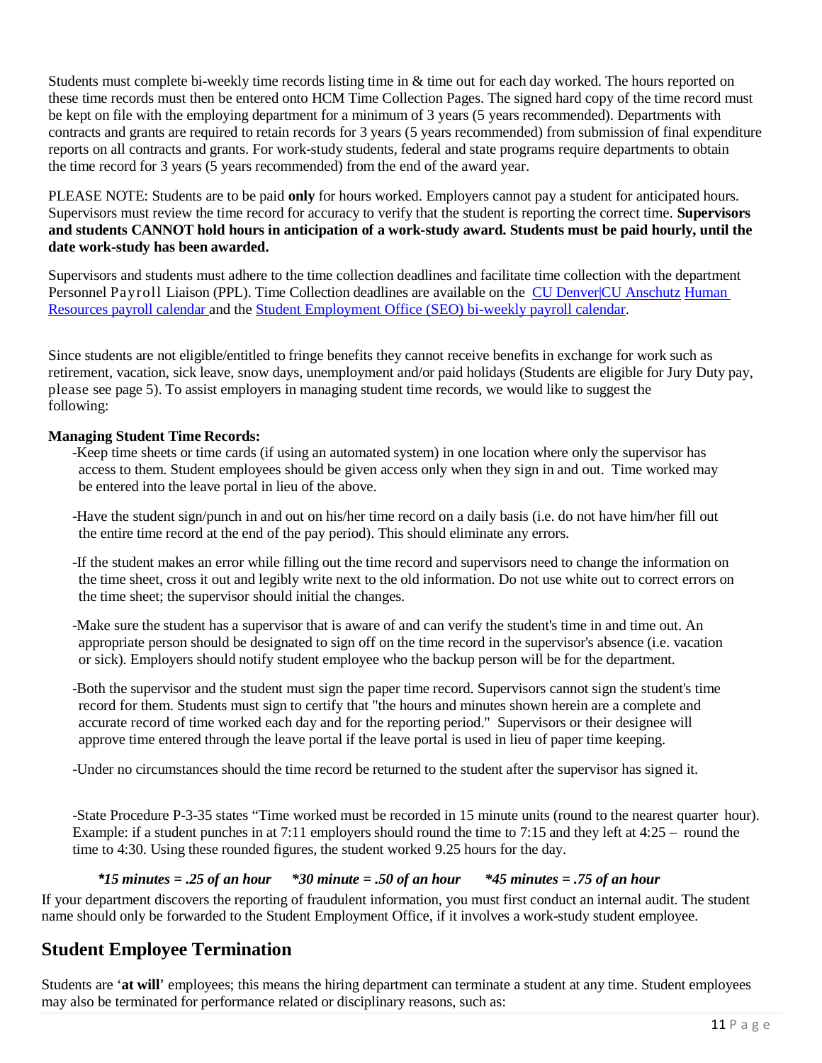Students must complete bi-weekly time records listing time in & time out for each day worked. The hours reported on these time records must then be entered onto HCM Time Collection Pages. The signed hard copy of the time record must be kept on file with the employing department for a minimum of 3 years (5 years recommended). Departments with contracts and grants are required to retain records for 3 years (5 years recommended) from submission of final expenditure reports on all contracts and grants. For work-study students, federal and state programs require departments to obtain the time record for 3 years (5 years recommended) from the end of the award year.

PLEASE NOTE: Students are to be paid **only** for hours worked. Employers cannot pay a student for anticipated hours. Supervisors must review the time record for accuracy to verify that the student is reporting the correct time. **Supervisors and students CANNOT hold hours in anticipation of a work-study award. Students must be paid hourly, until the date work-study has been awarded.**

Supervisors and students must adhere to the time collection deadlines and facilitate time collection with the department Personnel Payroll Liaison (PPL). Time Collection deadlines are available on the CU Denver|CU Anschutz Human Resources payroll calendar and the Student Employment Office (SEO) bi-weekly payroll calendar.

Since students are not eligible/entitled to fringe benefits they cannot receive benefits in exchange for work such as retirement, vacation, sick leave, snow days, unemployment and/or paid holidays (Students are eligible for Jury Duty pay, please see page 5). To assist employers in managing student time records, we would like to suggest the following:

**Managing Student Time Records:**

-Keep time sheets or time cards (if using an automated system) in one location where only the supervisor has access to them. Student employees should be given access only when they sign in and out. Time worked may be entered into the leave portal in lieu of the above.

-Have the student sign/punch in and out on his/her time record on a daily basis (i.e. do not have him/her fill out the entire time record at the end of the pay period). This should eliminate any errors.

-If the student makes an error while filling out the time record and supervisors need to change the information on the time sheet, cross it out and legibly write next to the old information. Do not use white out to correct errors on the time sheet; the supervisor should initial the changes.

-Make sure the student has a supervisor that is aware of and can verify the student's time in and time out. An appropriate person should be designated to sign off on the time record in the supervisor's absence (i.e. vacation or sick). Employers should notify student employee who the backup person will be for the department.

-Both the supervisor and the student must sign the paper time record. Supervisors cannot sign the student's time record for them. Students must sign to certify that "the hours and minutes shown herein are a complete and accurate record of time worked each day and for the reporting period." Supervisors or their designee will approve time entered through the leave portal if the leave portal is used in lieu of paper time keeping.

-Under no circumstances should the time record be returned to the student after the supervisor has signed it.

-State Procedure P-3-35 states "Time worked must be recorded in 15 minute units (round to the nearest quarter hour). Example: if a student punches in at 7:11 employers should round the time to 7:15 and they left at 4:25 – round the time to 4:30. Using these rounded figures, the student worked 9.25 hours for the day.

***15 minutes = .25 of an hour    *30 minute = .50 of an hour    *45 minutes = .75 of an hour***

If your department discovers the reporting of fraudulent information, you must first conduct an internal audit. The student name should only be forwarded to the Student Employment Office, if it involves a work-study student employee.

## Student Employee Termination

Students are '**at will**' employees; this means the hiring department can terminate a student at any time. Student employees may also be terminated for performance related or disciplinary reasons, such as: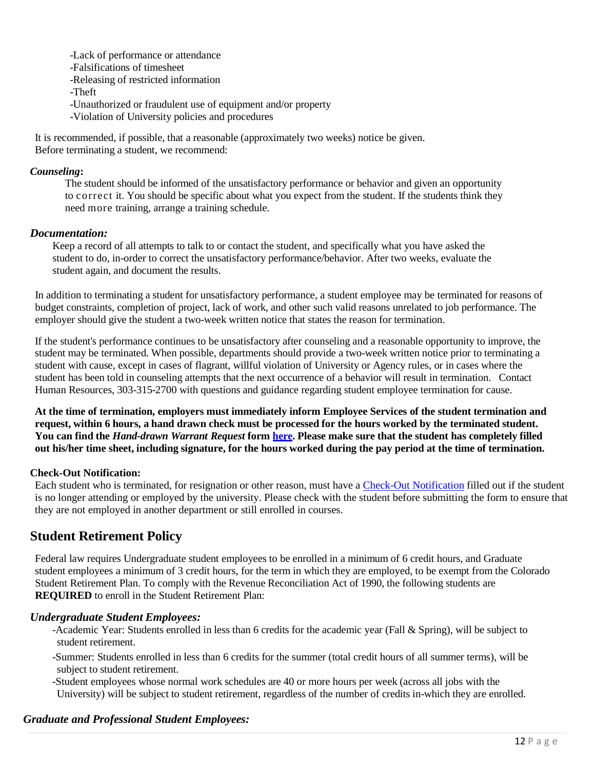-Lack of performance or attendance
-Falsifications of timesheet
-Releasing of restricted information
-Theft
-Unauthorized or fraudulent use of equipment and/or property
-Violation of University policies and procedures

It is recommended, if possible, that a reasonable (approximately two weeks) notice be given.
Before terminating a student, we recommend:

***Counseling*:**

The student should be informed of the unsatisfactory performance or behavior and given an opportunity to correct it. You should be specific about what you expect from the student. If the students think they need more training, arrange a training schedule.

***Documentation:***

Keep a record of all attempts to talk to or contact the student, and specifically what you have asked the student to do, in-order to correct the unsatisfactory performance/behavior. After two weeks, evaluate the student again, and document the results.

In addition to terminating a student for unsatisfactory performance, a student employee may be terminated for reasons of budget constraints, completion of project, lack of work, and other such valid reasons unrelated to job performance. The employer should give the student a two-week written notice that states the reason for termination.

If the student's performance continues to be unsatisfactory after counseling and a reasonable opportunity to improve, the student may be terminated. When possible, departments should provide a two-week written notice prior to terminating a student with cause, except in cases of flagrant, willful violation of University or Agency rules, or in cases where the student has been told in counseling attempts that the next occurrence of a behavior will result in termination. Contact Human Resources, 303-315-2700 with questions and guidance regarding student employee termination for cause.

**At the time of termination, employers must immediately inform Employee Services of the student termination and request, within 6 hours, a hand drawn check must be processed for the hours worked by the terminated student. You can find the *Hand-drawn Warrant Request* form here. Please make sure that the student has completely filled out his/her time sheet, including signature, for the hours worked during the pay period at the time of termination.**

**Check-Out Notification:**

Each student who is terminated, for resignation or other reason, must have a Check-Out Notification filled out if the student is no longer attending or employed by the university. Please check with the student before submitting the form to ensure that they are not employed in another department or still enrolled in courses.

## Student Retirement Policy

Federal law requires Undergraduate student employees to be enrolled in a minimum of 6 credit hours, and Graduate student employees a minimum of 3 credit hours, for the term in which they are employed, to be exempt from the Colorado Student Retirement Plan. To comply with the Revenue Reconciliation Act of 1990, the following students are **REQUIRED** to enroll in the Student Retirement Plan:

***Undergraduate Student Employees:***

-Academic Year: Students enrolled in less than 6 credits for the academic year (Fall & Spring), will be subject to student retirement.

-Summer: Students enrolled in less than 6 credits for the summer (total credit hours of all summer terms), will be subject to student retirement.

-Student employees whose normal work schedules are 40 or more hours per week (across all jobs with the University) will be subject to student retirement, regardless of the number of credits in-which they are enrolled.

***Graduate and Professional Student Employees:***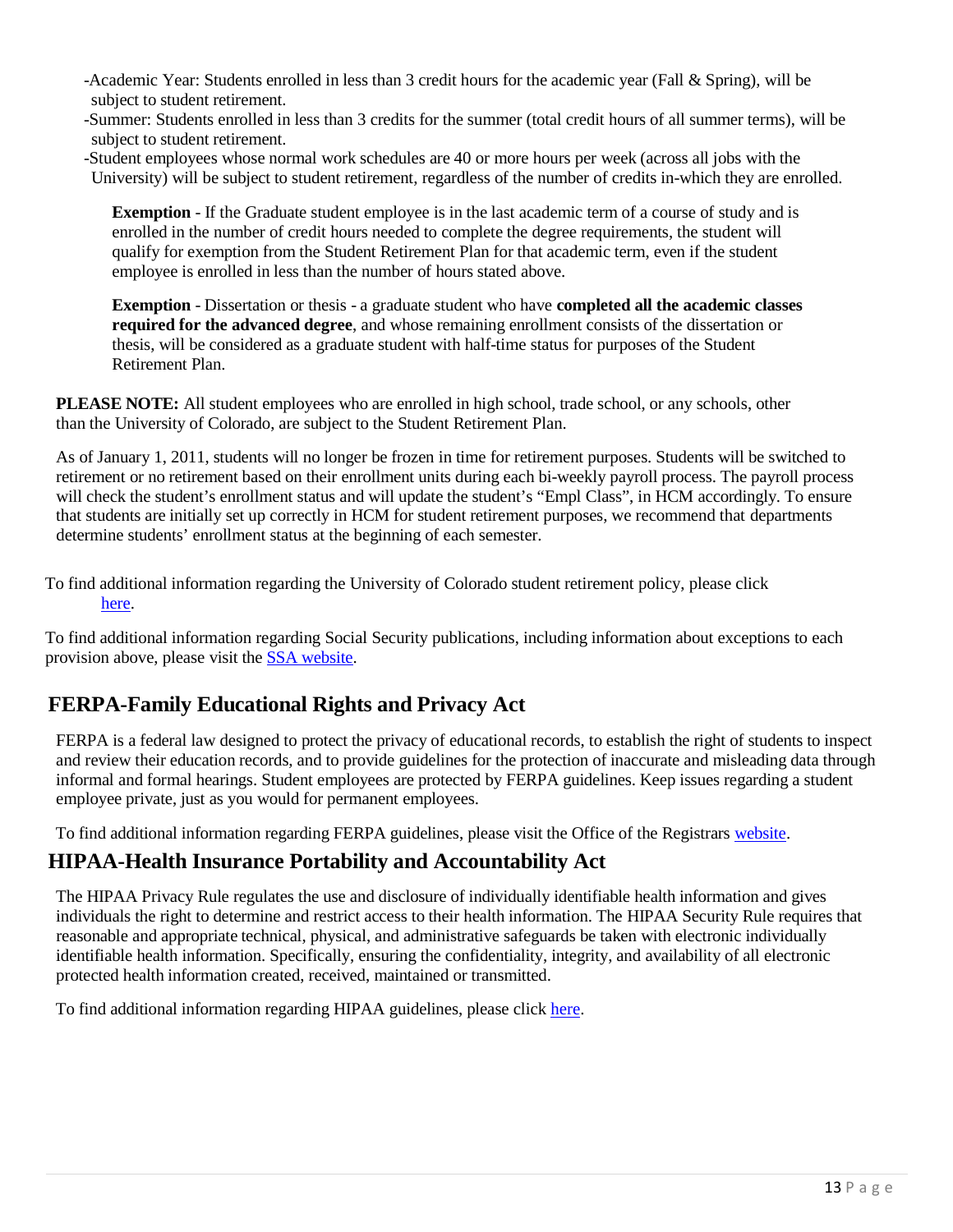- -Academic Year: Students enrolled in less than 3 credit hours for the academic year (Fall & Spring), will be subject to student retirement.
- -Summer: Students enrolled in less than 3 credits for the summer (total credit hours of all summer terms), will be subject to student retirement.
- -Student employees whose normal work schedules are 40 or more hours per week (across all jobs with the University) will be subject to student retirement, regardless of the number of credits in-which they are enrolled.

**Exemption** - If the Graduate student employee is in the last academic term of a course of study and is enrolled in the number of credit hours needed to complete the degree requirements, the student will qualify for exemption from the Student Retirement Plan for that academic term, even if the student employee is enrolled in less than the number of hours stated above.

**Exemption** - Dissertation or thesis - a graduate student who have **completed all the academic classes required for the advanced degree**, and whose remaining enrollment consists of the dissertation or thesis, will be considered as a graduate student with half-time status for purposes of the Student Retirement Plan.

**PLEASE NOTE:** All student employees who are enrolled in high school, trade school, or any schools, other than the University of Colorado, are subject to the Student Retirement Plan.

As of January 1, 2011, students will no longer be frozen in time for retirement purposes. Students will be switched to retirement or no retirement based on their enrollment units during each bi-weekly payroll process. The payroll process will check the student's enrollment status and will update the student's "Empl Class", in HCM accordingly. To ensure that students are initially set up correctly in HCM for student retirement purposes, we recommend that departments determine students' enrollment status at the beginning of each semester.

To find additional information regarding the University of Colorado student retirement policy, please click here.

To find additional information regarding Social Security publications, including information about exceptions to each provision above, please visit the SSA website.

## FERPA-Family Educational Rights and Privacy Act

FERPA is a federal law designed to protect the privacy of educational records, to establish the right of students to inspect and review their education records, and to provide guidelines for the protection of inaccurate and misleading data through informal and formal hearings. Student employees are protected by FERPA guidelines. Keep issues regarding a student employee private, just as you would for permanent employees.

To find additional information regarding FERPA guidelines, please visit the Office of the Registrars website.

## HIPAA-Health Insurance Portability and Accountability Act

The HIPAA Privacy Rule regulates the use and disclosure of individually identifiable health information and gives individuals the right to determine and restrict access to their health information. The HIPAA Security Rule requires that reasonable and appropriate technical, physical, and administrative safeguards be taken with electronic individually identifiable health information. Specifically, ensuring the confidentiality, integrity, and availability of all electronic protected health information created, received, maintained or transmitted.

To find additional information regarding HIPAA guidelines, please click here.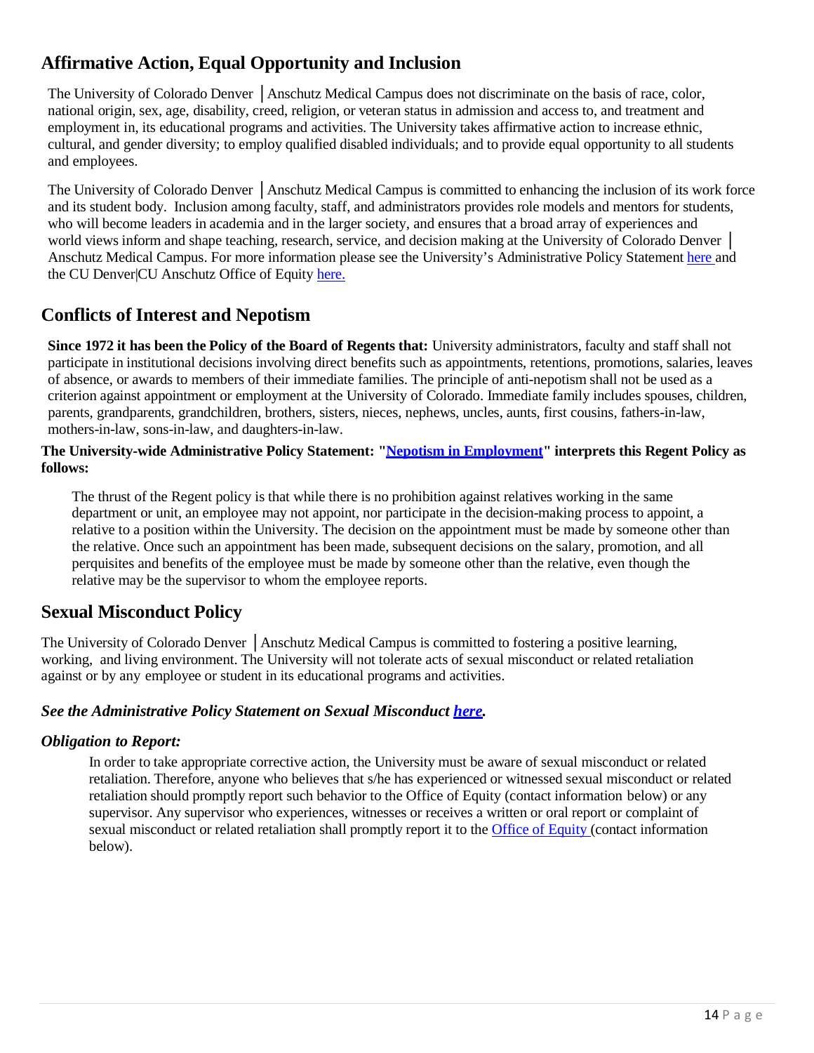## Affirmative Action, Equal Opportunity and Inclusion

The University of Colorado Denver │Anschutz Medical Campus does not discriminate on the basis of race, color, national origin, sex, age, disability, creed, religion, or veteran status in admission and access to, and treatment and employment in, its educational programs and activities. The University takes affirmative action to increase ethnic, cultural, and gender diversity; to employ qualified disabled individuals; and to provide equal opportunity to all students and employees.

The University of Colorado Denver │Anschutz Medical Campus is committed to enhancing the inclusion of its work force and its student body. Inclusion among faculty, staff, and administrators provides role models and mentors for students, who will become leaders in academia and in the larger society, and ensures that a broad array of experiences and world views inform and shape teaching, research, service, and decision making at the University of Colorado Denver │Anschutz Medical Campus. For more information please see the University's Administrative Policy Statement here and the CU Denver|CU Anschutz Office of Equity here.

## Conflicts of Interest and Nepotism

**Since 1972 it has been the Policy of the Board of Regents that:** University administrators, faculty and staff shall not participate in institutional decisions involving direct benefits such as appointments, retentions, promotions, salaries, leaves of absence, or awards to members of their immediate families. The principle of anti-nepotism shall not be used as a criterion against appointment or employment at the University of Colorado. Immediate family includes spouses, children, parents, grandparents, grandchildren, brothers, sisters, nieces, nephews, uncles, aunts, first cousins, fathers-in-law, mothers-in-law, sons-in-law, and daughters-in-law.

**The University-wide Administrative Policy Statement: "Nepotism in Employment" interprets this Regent Policy as follows:**

> The thrust of the Regent policy is that while there is no prohibition against relatives working in the same department or unit, an employee may not appoint, nor participate in the decision-making process to appoint, a relative to a position within the University. The decision on the appointment must be made by someone other than the relative. Once such an appointment has been made, subsequent decisions on the salary, promotion, and all perquisites and benefits of the employee must be made by someone other than the relative, even though the relative may be the supervisor to whom the employee reports.

## Sexual Misconduct Policy

The University of Colorado Denver │Anschutz Medical Campus is committed to fostering a positive learning, working, and living environment. The University will not tolerate acts of sexual misconduct or related retaliation against or by any employee or student in its educational programs and activities.

### *See the Administrative Policy Statement on Sexual Misconduct here.*

### *Obligation to Report:*

In order to take appropriate corrective action, the University must be aware of sexual misconduct or related retaliation. Therefore, anyone who believes that s/he has experienced or witnessed sexual misconduct or related retaliation should promptly report such behavior to the Office of Equity (contact information below) or any supervisor. Any supervisor who experiences, witnesses or receives a written or oral report or complaint of sexual misconduct or related retaliation shall promptly report it to the Office of Equity (contact information below).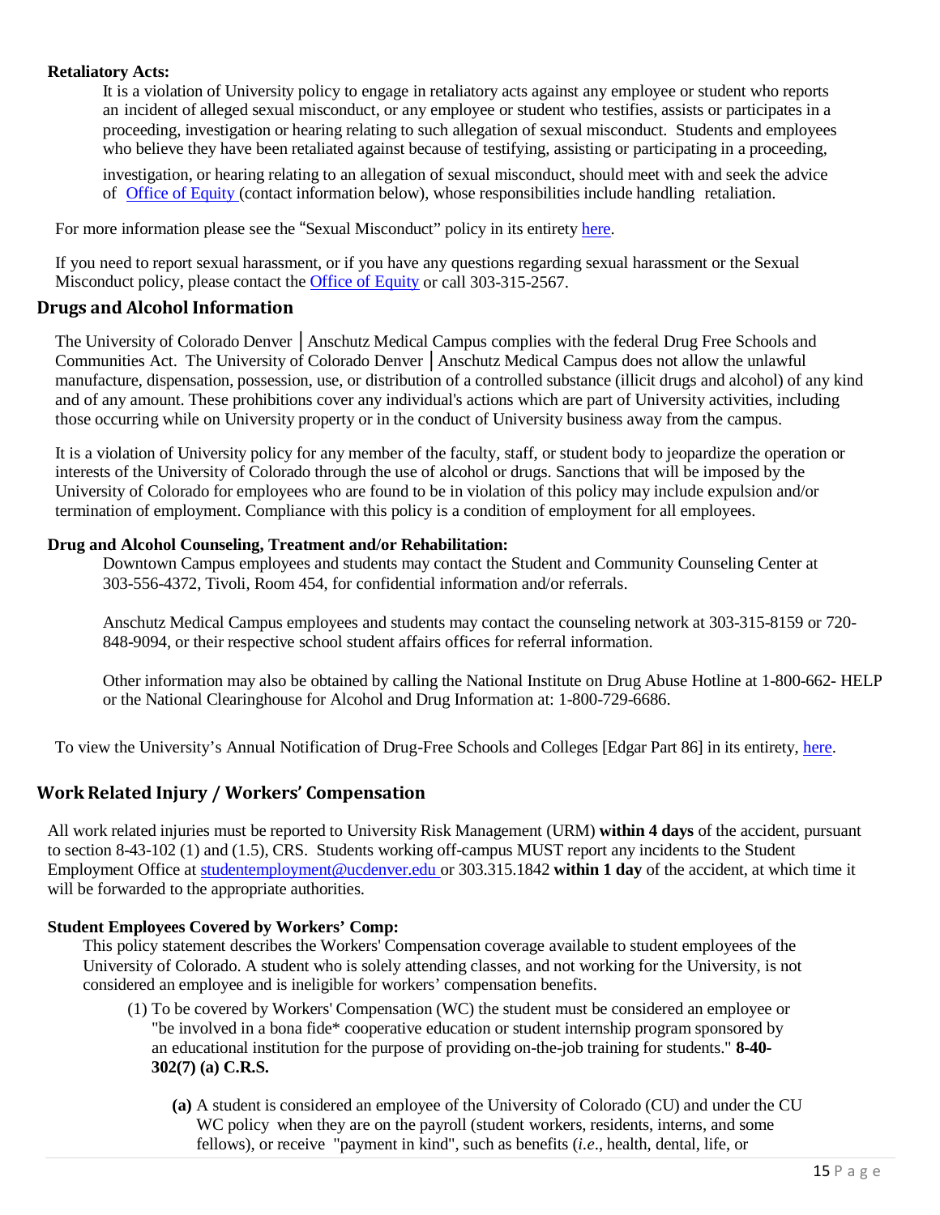**Retaliatory Acts:**

It is a violation of University policy to engage in retaliatory acts against any employee or student who reports an incident of alleged sexual misconduct, or any employee or student who testifies, assists or participates in a proceeding, investigation or hearing relating to such allegation of sexual misconduct. Students and employees who believe they have been retaliated against because of testifying, assisting or participating in a proceeding, investigation, or hearing relating to an allegation of sexual misconduct, should meet with and seek the advice of [Office of Equity](#) (contact information below), whose responsibilities include handling retaliation.

For more information please see the "Sexual Misconduct" policy in its entirety [here](#).

If you need to report sexual harassment, or if you have any questions regarding sexual harassment or the Sexual Misconduct policy, please contact the [Office of Equity](#) or call 303-315-2567.

## Drugs and Alcohol Information

The University of Colorado Denver │Anschutz Medical Campus complies with the federal Drug Free Schools and Communities Act. The University of Colorado Denver │Anschutz Medical Campus does not allow the unlawful manufacture, dispensation, possession, use, or distribution of a controlled substance (illicit drugs and alcohol) of any kind and of any amount. These prohibitions cover any individual's actions which are part of University activities, including those occurring while on University property or in the conduct of University business away from the campus.

It is a violation of University policy for any member of the faculty, staff, or student body to jeopardize the operation or interests of the University of Colorado through the use of alcohol or drugs. Sanctions that will be imposed by the University of Colorado for employees who are found to be in violation of this policy may include expulsion and/or termination of employment. Compliance with this policy is a condition of employment for all employees.

**Drug and Alcohol Counseling, Treatment and/or Rehabilitation:**

Downtown Campus employees and students may contact the Student and Community Counseling Center at 303-556-4372, Tivoli, Room 454, for confidential information and/or referrals.

Anschutz Medical Campus employees and students may contact the counseling network at 303-315-8159 or 720-848-9094, or their respective school student affairs offices for referral information.

Other information may also be obtained by calling the National Institute on Drug Abuse Hotline at 1-800-662- HELP or the National Clearinghouse for Alcohol and Drug Information at: 1-800-729-6686.

To view the University's Annual Notification of Drug-Free Schools and Colleges [Edgar Part 86] in its entirety, [here](#).

## Work Related Injury / Workers' Compensation

All work related injuries must be reported to University Risk Management (URM) **within 4 days** of the accident, pursuant to section 8-43-102 (1) and (1.5), CRS. Students working off-campus MUST report any incidents to the Student Employment Office at [studentemployment@ucdenver.edu](mailto:studentemployment@ucdenver.edu) or 303.315.1842 **within 1 day** of the accident, at which time it will be forwarded to the appropriate authorities.

**Student Employees Covered by Workers' Comp:**

This policy statement describes the Workers' Compensation coverage available to student employees of the University of Colorado. A student who is solely attending classes, and not working for the University, is not considered an employee and is ineligible for workers' compensation benefits.

(1) To be covered by Workers' Compensation (WC) the student must be considered an employee or "be involved in a bona fide* cooperative education or student internship program sponsored by an educational institution for the purpose of providing on-the-job training for students." **8-40-302(7) (a) C.R.S.**

**(a)** A student is considered an employee of the University of Colorado (CU) and under the CU WC policy when they are on the payroll (student workers, residents, interns, and some fellows), or receive "payment in kind", such as benefits (*i.e*., health, dental, life, or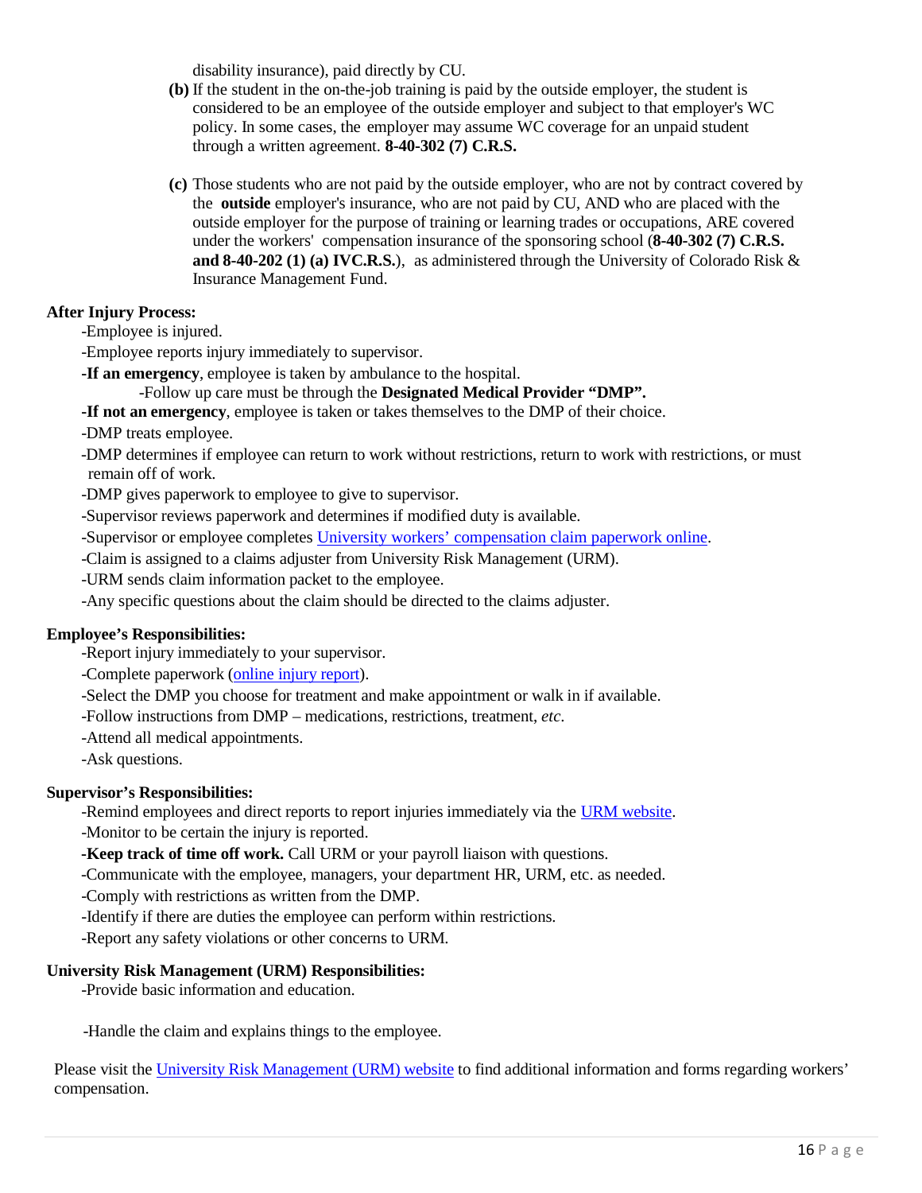disability insurance), paid directly by CU.

**(b)** If the student in the on-the-job training is paid by the outside employer, the student is considered to be an employee of the outside employer and subject to that employer's WC policy. In some cases, the employer may assume WC coverage for an unpaid student through a written agreement. **8-40-302 (7) C.R.S.**

**(c)** Those students who are not paid by the outside employer, who are not by contract covered by the **outside** employer's insurance, who are not paid by CU, AND who are placed with the outside employer for the purpose of training or learning trades or occupations, ARE covered under the workers' compensation insurance of the sponsoring school (**8-40-302 (7) C.R.S. and 8-40-202 (1) (a) IVC.R.S.**), as administered through the University of Colorado Risk & Insurance Management Fund.

**After Injury Process:**

-Employee is injured.

-Employee reports injury immediately to supervisor.

**-If an emergency**, employee is taken by ambulance to the hospital.

-Follow up care must be through the **Designated Medical Provider "DMP".**

**-If not an emergency**, employee is taken or takes themselves to the DMP of their choice.

-DMP treats employee.

-DMP determines if employee can return to work without restrictions, return to work with restrictions, or must remain off of work.

-DMP gives paperwork to employee to give to supervisor.

-Supervisor reviews paperwork and determines if modified duty is available.

-Supervisor or employee completes University workers' compensation claim paperwork online.

-Claim is assigned to a claims adjuster from University Risk Management (URM).

-URM sends claim information packet to the employee.

-Any specific questions about the claim should be directed to the claims adjuster.

**Employee's Responsibilities:**

-Report injury immediately to your supervisor.

-Complete paperwork (online injury report).

-Select the DMP you choose for treatment and make appointment or walk in if available.

-Follow instructions from DMP – medications, restrictions, treatment, *etc*.

-Attend all medical appointments.

-Ask questions.

**Supervisor's Responsibilities:**

-Remind employees and direct reports to report injuries immediately via the URM website.

-Monitor to be certain the injury is reported.

**-Keep track of time off work.** Call URM or your payroll liaison with questions.

-Communicate with the employee, managers, your department HR, URM, etc. as needed.

-Comply with restrictions as written from the DMP.

-Identify if there are duties the employee can perform within restrictions.

-Report any safety violations or other concerns to URM.

**University Risk Management (URM) Responsibilities:**

-Provide basic information and education.

-Handle the claim and explains things to the employee.

Please visit the University Risk Management (URM) website to find additional information and forms regarding workers' compensation.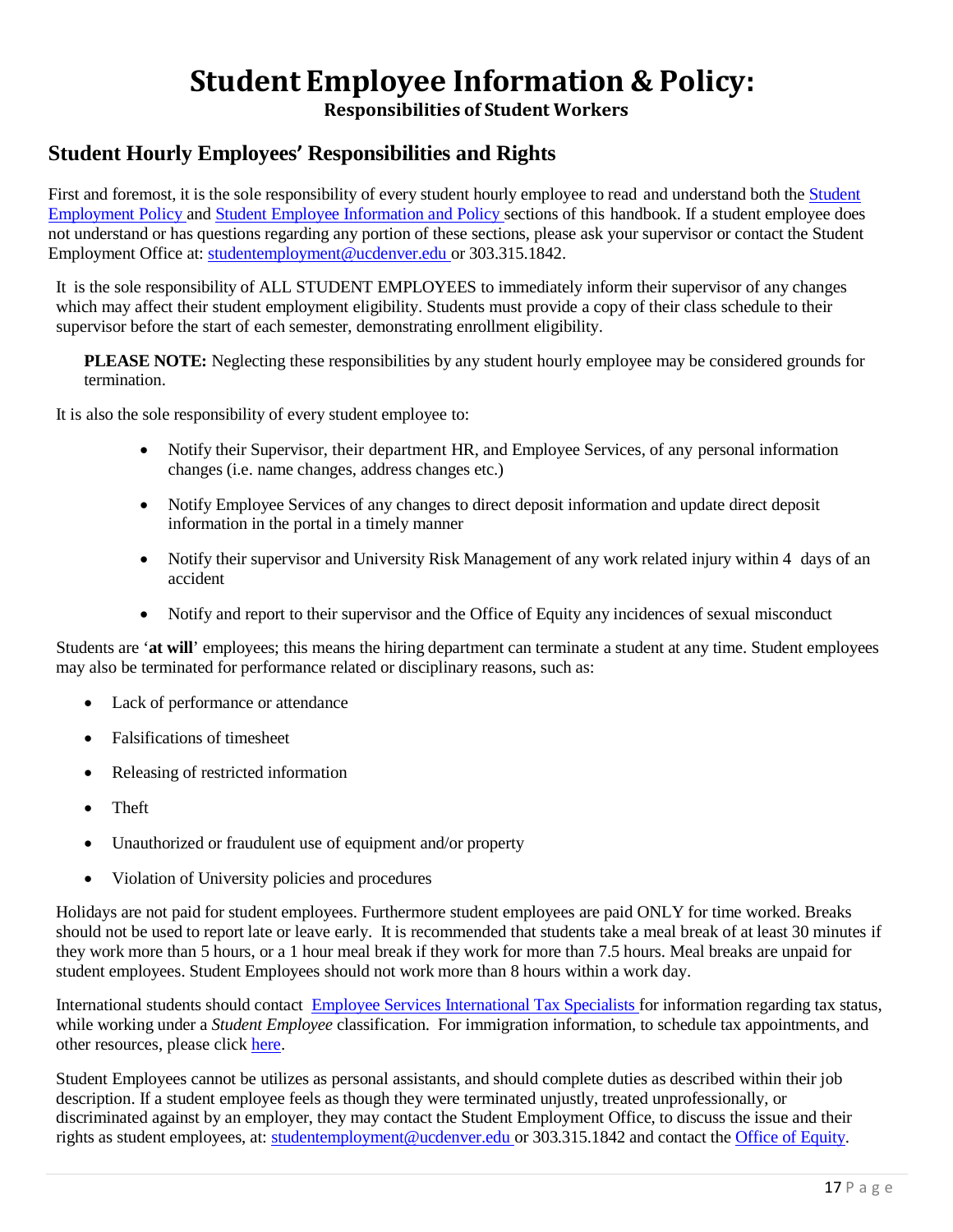# Student Employee Information & Policy:

### Responsibilities of Student Workers

## Student Hourly Employees' Responsibilities and Rights

First and foremost, it is the sole responsibility of every student hourly employee to read and understand both the Student Employment Policy and Student Employee Information and Policy sections of this handbook. If a student employee does not understand or has questions regarding any portion of these sections, please ask your supervisor or contact the Student Employment Office at: studentemployment@ucdenver.edu or 303.315.1842.

It is the sole responsibility of ALL STUDENT EMPLOYEES to immediately inform their supervisor of any changes which may affect their student employment eligibility. Students must provide a copy of their class schedule to their supervisor before the start of each semester, demonstrating enrollment eligibility.

**PLEASE NOTE:** Neglecting these responsibilities by any student hourly employee may be considered grounds for termination.

It is also the sole responsibility of every student employee to:

- Notify their Supervisor, their department HR, and Employee Services, of any personal information changes (i.e. name changes, address changes etc.)
- Notify Employee Services of any changes to direct deposit information and update direct deposit information in the portal in a timely manner
- Notify their supervisor and University Risk Management of any work related injury within 4 days of an accident
- Notify and report to their supervisor and the Office of Equity any incidences of sexual misconduct

Students are '**at will**' employees; this means the hiring department can terminate a student at any time. Student employees may also be terminated for performance related or disciplinary reasons, such as:

- Lack of performance or attendance
- Falsifications of timesheet
- Releasing of restricted information
- Theft
- Unauthorized or fraudulent use of equipment and/or property
- Violation of University policies and procedures

Holidays are not paid for student employees. Furthermore student employees are paid ONLY for time worked. Breaks should not be used to report late or leave early. It is recommended that students take a meal break of at least 30 minutes if they work more than 5 hours, or a 1 hour meal break if they work for more than 7.5 hours. Meal breaks are unpaid for student employees. Student Employees should not work more than 8 hours within a work day.

International students should contact Employee Services International Tax Specialists for information regarding tax status, while working under a *Student Employee* classification. For immigration information, to schedule tax appointments, and other resources, please click here.

Student Employees cannot be utilizes as personal assistants, and should complete duties as described within their job description. If a student employee feels as though they were terminated unjustly, treated unprofessionally, or discriminated against by an employer, they may contact the Student Employment Office, to discuss the issue and their rights as student employees, at: studentemployment@ucdenver.edu or 303.315.1842 and contact the Office of Equity.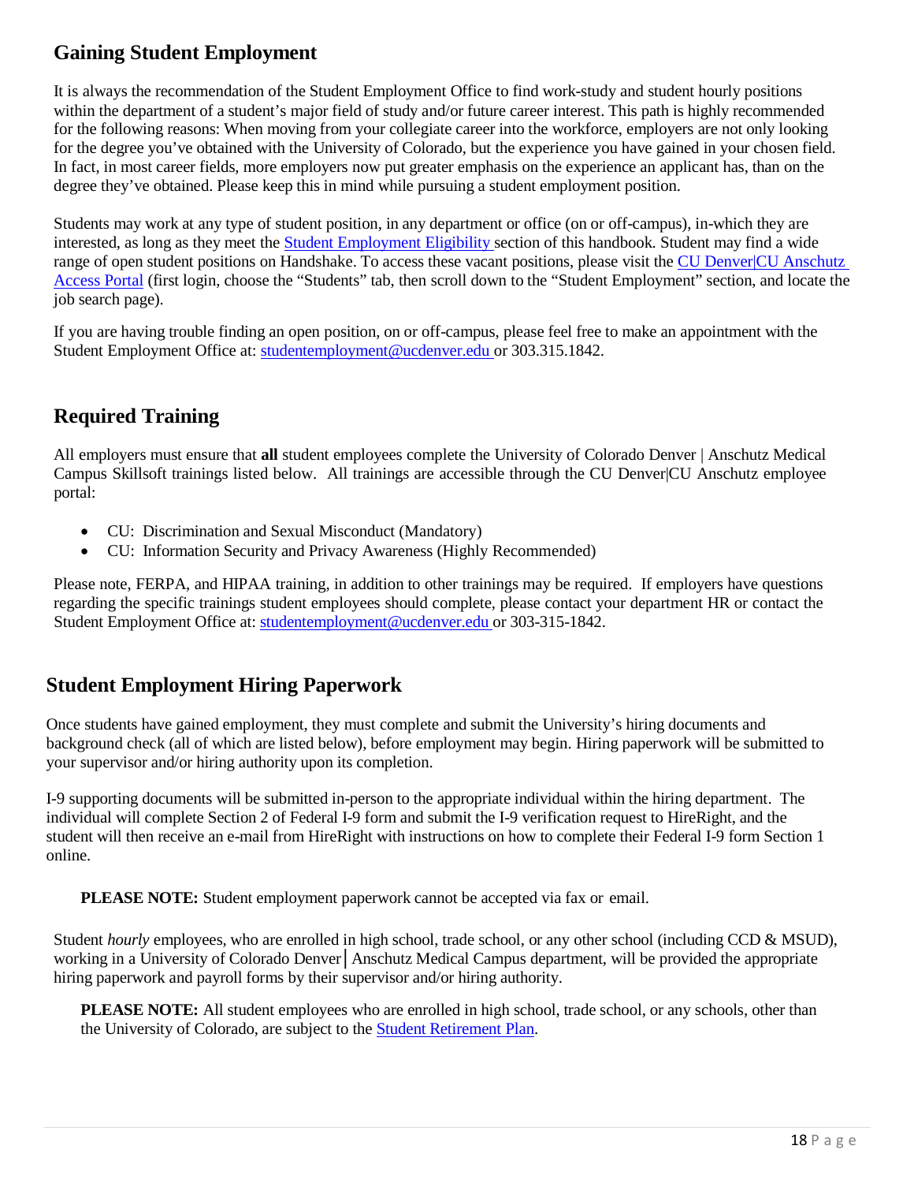## Gaining Student Employment

It is always the recommendation of the Student Employment Office to find work-study and student hourly positions within the department of a student's major field of study and/or future career interest. This path is highly recommended for the following reasons: When moving from your collegiate career into the workforce, employers are not only looking for the degree you've obtained with the University of Colorado, but the experience you have gained in your chosen field. In fact, in most career fields, more employers now put greater emphasis on the experience an applicant has, than on the degree they've obtained. Please keep this in mind while pursuing a student employment position.

Students may work at any type of student position, in any department or office (on or off-campus), in-which they are interested, as long as they meet the Student Employment Eligibility section of this handbook. Student may find a wide range of open student positions on Handshake. To access these vacant positions, please visit the CU Denver|CU Anschutz Access Portal (first login, choose the "Students" tab, then scroll down to the "Student Employment" section, and locate the job search page).

If you are having trouble finding an open position, on or off-campus, please feel free to make an appointment with the Student Employment Office at: studentemployment@ucdenver.edu or 303.315.1842.

## Required Training

All employers must ensure that **all** student employees complete the University of Colorado Denver | Anschutz Medical Campus Skillsoft trainings listed below. All trainings are accessible through the CU Denver|CU Anschutz employee portal:

- CU: Discrimination and Sexual Misconduct (Mandatory)
- CU: Information Security and Privacy Awareness (Highly Recommended)

Please note, FERPA, and HIPAA training, in addition to other trainings may be required. If employers have questions regarding the specific trainings student employees should complete, please contact your department HR or contact the Student Employment Office at: studentemployment@ucdenver.edu or 303-315-1842.

## Student Employment Hiring Paperwork

Once students have gained employment, they must complete and submit the University's hiring documents and background check (all of which are listed below), before employment may begin. Hiring paperwork will be submitted to your supervisor and/or hiring authority upon its completion.

I-9 supporting documents will be submitted in-person to the appropriate individual within the hiring department. The individual will complete Section 2 of Federal I-9 form and submit the I-9 verification request to HireRight, and the student will then receive an e-mail from HireRight with instructions on how to complete their Federal I-9 form Section 1 online.

**PLEASE NOTE:** Student employment paperwork cannot be accepted via fax or email.

Student *hourly* employees, who are enrolled in high school, trade school, or any other school (including CCD & MSUD), working in a University of Colorado Denver|Anschutz Medical Campus department, will be provided the appropriate hiring paperwork and payroll forms by their supervisor and/or hiring authority.

**PLEASE NOTE:** All student employees who are enrolled in high school, trade school, or any schools, other than the University of Colorado, are subject to the Student Retirement Plan.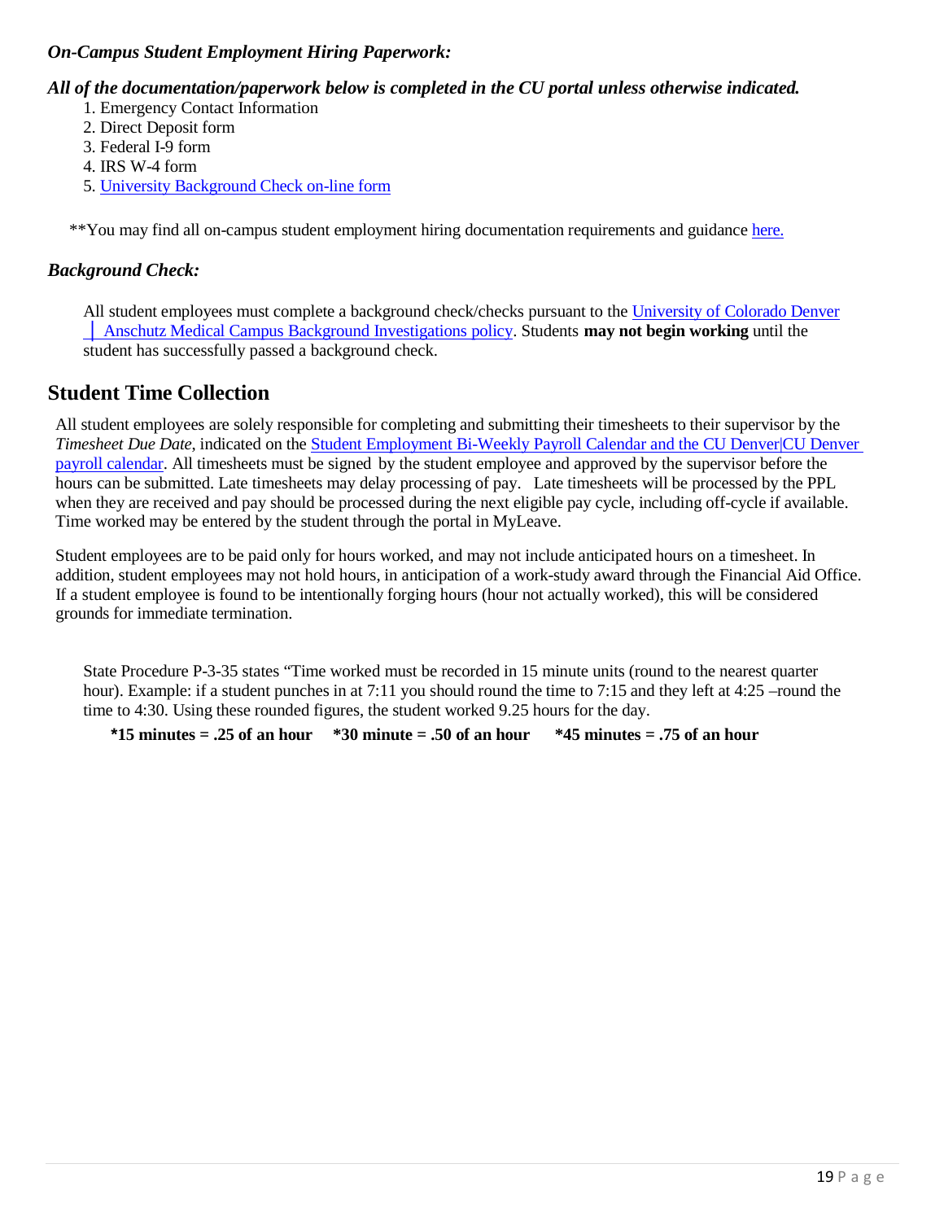***On-Campus Student Employment Hiring Paperwork:***

***All of the documentation/paperwork below is completed in the CU portal unless otherwise indicated.***

1. Emergency Contact Information
2. Direct Deposit form
3. Federal I-9 form
4. IRS W-4 form
5. University Background Check on-line form

**You may find all on-campus student employment hiring documentation requirements and guidance here.

***Background Check:***

All student employees must complete a background check/checks pursuant to the University of Colorado Denver │ Anschutz Medical Campus Background Investigations policy. Students **may not begin working** until the student has successfully passed a background check.

## Student Time Collection

All student employees are solely responsible for completing and submitting their timesheets to their supervisor by the *Timesheet Due Date*, indicated on the Student Employment Bi-Weekly Payroll Calendar and the CU Denver|CU Denver payroll calendar. All timesheets must be signed by the student employee and approved by the supervisor before the hours can be submitted. Late timesheets may delay processing of pay. Late timesheets will be processed by the PPL when they are received and pay should be processed during the next eligible pay cycle, including off-cycle if available. Time worked may be entered by the student through the portal in MyLeave.

Student employees are to be paid only for hours worked, and may not include anticipated hours on a timesheet. In addition, student employees may not hold hours, in anticipation of a work-study award through the Financial Aid Office. If a student employee is found to be intentionally forging hours (hour not actually worked), this will be considered grounds for immediate termination.

State Procedure P-3-35 states "Time worked must be recorded in 15 minute units (round to the nearest quarter hour). Example: if a student punches in at 7:11 you should round the time to 7:15 and they left at 4:25 –round the time to 4:30. Using these rounded figures, the student worked 9.25 hours for the day.

**\*15 minutes = .25 of an hour   \*30 minute = .50 of an hour   \*45 minutes = .75 of an hour**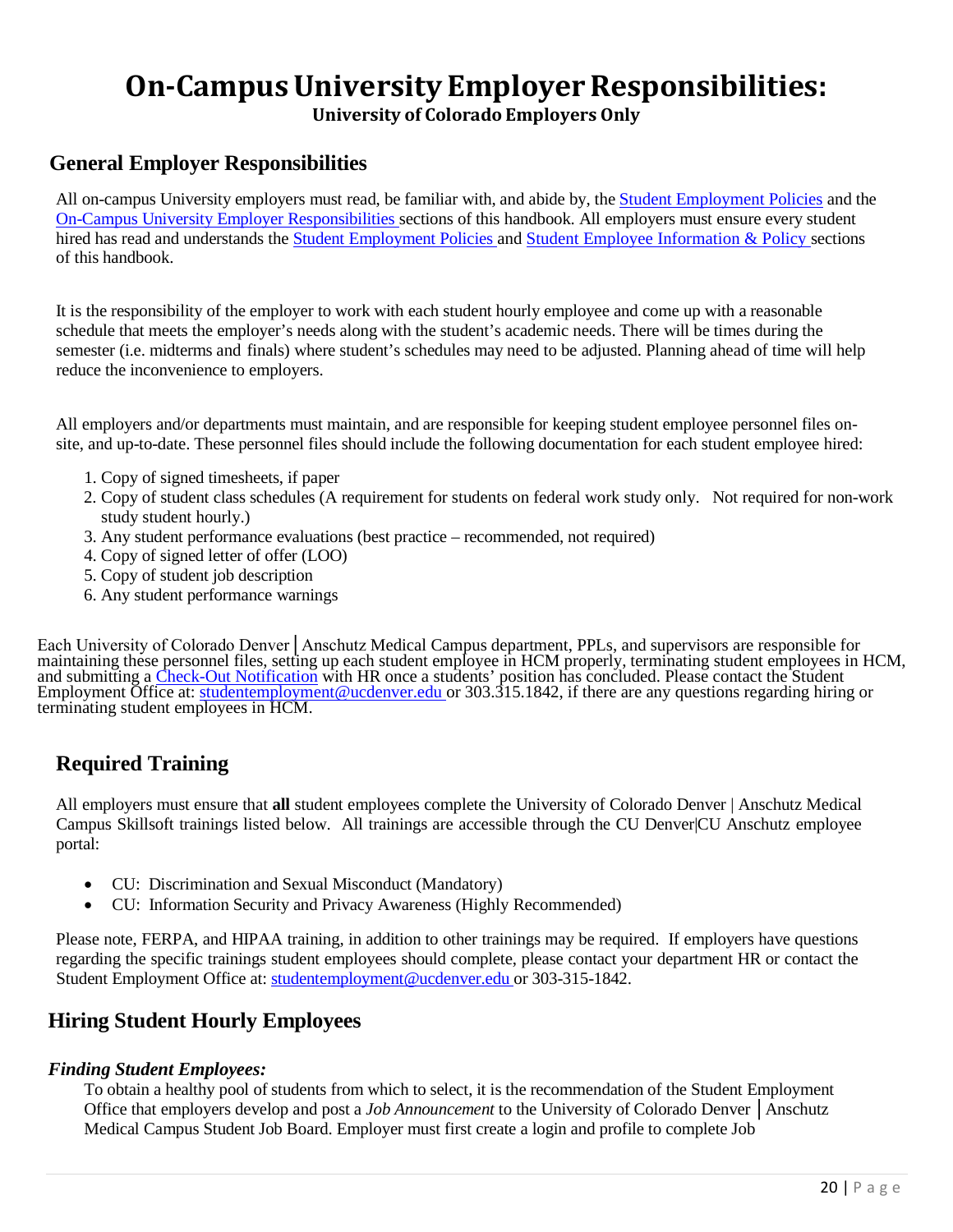# On-Campus University Employer Responsibilities:

**University of Colorado Employers Only**

## General Employer Responsibilities

All on-campus University employers must read, be familiar with, and abide by, the Student Employment Policies and the On-Campus University Employer Responsibilities sections of this handbook. All employers must ensure every student hired has read and understands the Student Employment Policies and Student Employee Information & Policy sections of this handbook.

It is the responsibility of the employer to work with each student hourly employee and come up with a reasonable schedule that meets the employer's needs along with the student's academic needs. There will be times during the semester (i.e. midterms and finals) where student's schedules may need to be adjusted. Planning ahead of time will help reduce the inconvenience to employers.

All employers and/or departments must maintain, and are responsible for keeping student employee personnel files on-site, and up-to-date. These personnel files should include the following documentation for each student employee hired:

1. Copy of signed timesheets, if paper
2. Copy of student class schedules (A requirement for students on federal work study only. Not required for non-work study student hourly.)
3. Any student performance evaluations (best practice – recommended, not required)
4. Copy of signed letter of offer (LOO)
5. Copy of student job description
6. Any student performance warnings

Each University of Colorado Denver | Anschutz Medical Campus department, PPLs, and supervisors are responsible for maintaining these personnel files, setting up each student employee in HCM properly, terminating student employees in HCM, and submitting a Check-Out Notification with HR once a students' position has concluded. Please contact the Student Employment Office at: studentemployment@ucdenver.edu or 303.315.1842, if there are any questions regarding hiring or terminating student employees in HCM.

## Required Training

All employers must ensure that **all** student employees complete the University of Colorado Denver | Anschutz Medical Campus Skillsoft trainings listed below. All trainings are accessible through the CU Denver|CU Anschutz employee portal:

- CU: Discrimination and Sexual Misconduct (Mandatory)
- CU: Information Security and Privacy Awareness (Highly Recommended)

Please note, FERPA, and HIPAA training, in addition to other trainings may be required. If employers have questions regarding the specific trainings student employees should complete, please contact your department HR or contact the Student Employment Office at: studentemployment@ucdenver.edu or 303-315-1842.

## Hiring Student Hourly Employees

### *Finding Student Employees:*

To obtain a healthy pool of students from which to select, it is the recommendation of the Student Employment Office that employers develop and post a *Job Announcement* to the University of Colorado Denver | Anschutz Medical Campus Student Job Board. Employer must first create a login and profile to complete Job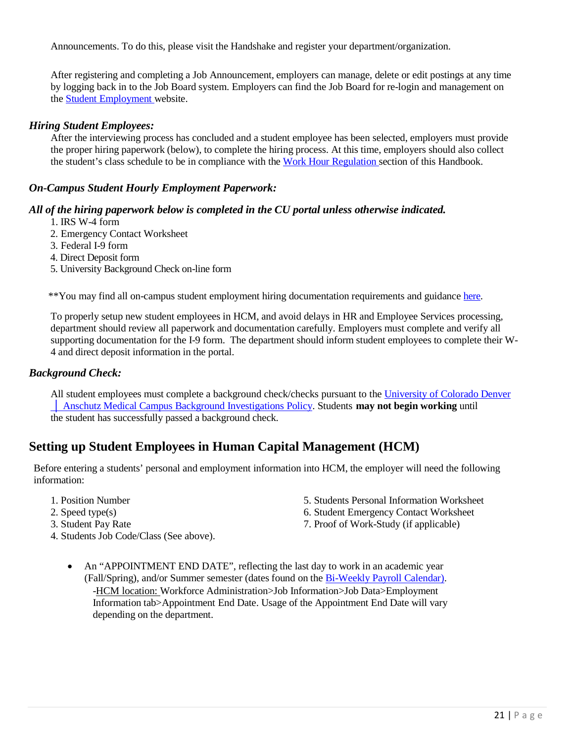Announcements. To do this, please visit the Handshake and register your department/organization.

After registering and completing a Job Announcement, employers can manage, delete or edit postings at any time by logging back in to the Job Board system. Employers can find the Job Board for re-login and management on the Student Employment website.

### *Hiring Student Employees:*

After the interviewing process has concluded and a student employee has been selected, employers must provide the proper hiring paperwork (below), to complete the hiring process. At this time, employers should also collect the student's class schedule to be in compliance with the Work Hour Regulation section of this Handbook.

### *On-Campus Student Hourly Employment Paperwork:*

***All of the hiring paperwork below is completed in the CU portal unless otherwise indicated.***

1. IRS W-4 form
2. Emergency Contact Worksheet
3. Federal I-9 form
4. Direct Deposit form
5. University Background Check on-line form

**You may find all on-campus student employment hiring documentation requirements and guidance here.

To properly setup new student employees in HCM, and avoid delays in HR and Employee Services processing, department should review all paperwork and documentation carefully. Employers must complete and verify all supporting documentation for the I-9 form. The department should inform student employees to complete their W-4 and direct deposit information in the portal.

### *Background Check:*

All student employees must complete a background check/checks pursuant to the University of Colorado Denver │ Anschutz Medical Campus Background Investigations Policy. Students **may not begin working** until the student has successfully passed a background check.

## Setting up Student Employees in Human Capital Management (HCM)

Before entering a students' personal and employment information into HCM, the employer will need the following information:

1. Position Number
2. Speed type(s)
3. Student Pay Rate
4. Students Job Code/Class (See above).
5. Students Personal Information Worksheet
6. Student Emergency Contact Worksheet
7. Proof of Work-Study (if applicable)

- An "APPOINTMENT END DATE", reflecting the last day to work in an academic year (Fall/Spring), and/or Summer semester (dates found on the Bi-Weekly Payroll Calendar).
  -HCM location: Workforce Administration>Job Information>Job Data>Employment Information tab>Appointment End Date. Usage of the Appointment End Date will vary depending on the department.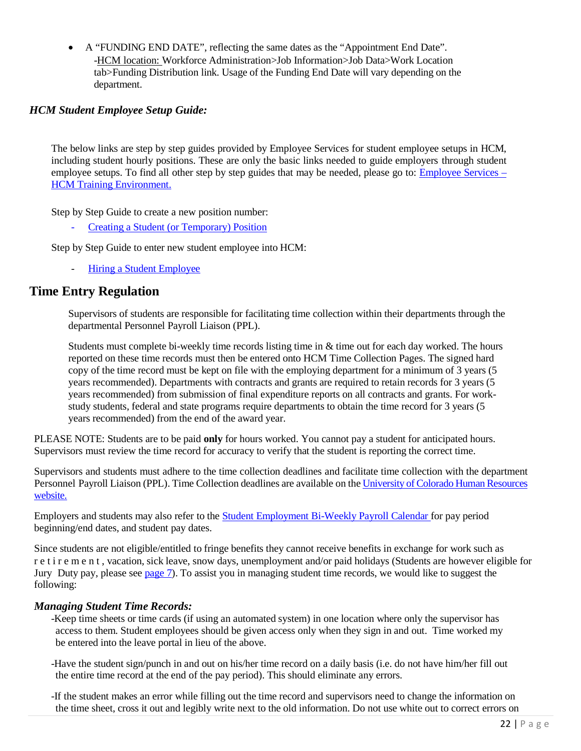- A "FUNDING END DATE", reflecting the same dates as the "Appointment End Date".
  -HCM location: Workforce Administration>Job Information>Job Data>Work Location tab>Funding Distribution link. Usage of the Funding End Date will vary depending on the department.

### *HCM Student Employee Setup Guide:*

The below links are step by step guides provided by Employee Services for student employee setups in HCM, including student hourly positions. These are only the basic links needed to guide employers through student employee setups. To find all other step by step guides that may be needed, please go to: Employee Services – HCM Training Environment.

Step by Step Guide to create a new position number:

- Creating a Student (or Temporary) Position

Step by Step Guide to enter new student employee into HCM:

- Hiring a Student Employee

## Time Entry Regulation

Supervisors of students are responsible for facilitating time collection within their departments through the departmental Personnel Payroll Liaison (PPL).

Students must complete bi-weekly time records listing time in & time out for each day worked. The hours reported on these time records must then be entered onto HCM Time Collection Pages. The signed hard copy of the time record must be kept on file with the employing department for a minimum of 3 years (5 years recommended). Departments with contracts and grants are required to retain records for 3 years (5 years recommended) from submission of final expenditure reports on all contracts and grants. For work-study students, federal and state programs require departments to obtain the time record for 3 years (5 years recommended) from the end of the award year.

PLEASE NOTE: Students are to be paid **only** for hours worked. You cannot pay a student for anticipated hours. Supervisors must review the time record for accuracy to verify that the student is reporting the correct time.

Supervisors and students must adhere to the time collection deadlines and facilitate time collection with the department Personnel Payroll Liaison (PPL). Time Collection deadlines are available on the University of Colorado Human Resources website.

Employers and students may also refer to the Student Employment Bi-Weekly Payroll Calendar for pay period beginning/end dates, and student pay dates.

Since students are not eligible/entitled to fringe benefits they cannot receive benefits in exchange for work such as retirement, vacation, sick leave, snow days, unemployment and/or paid holidays (Students are however eligible for Jury Duty pay, please see page 7). To assist you in managing student time records, we would like to suggest the following:

### *Managing Student Time Records:*

-Keep time sheets or time cards (if using an automated system) in one location where only the supervisor has access to them. Student employees should be given access only when they sign in and out. Time worked my be entered into the leave portal in lieu of the above.

-Have the student sign/punch in and out on his/her time record on a daily basis (i.e. do not have him/her fill out the entire time record at the end of the pay period). This should eliminate any errors.

-If the student makes an error while filling out the time record and supervisors need to change the information on the time sheet, cross it out and legibly write next to the old information. Do not use white out to correct errors on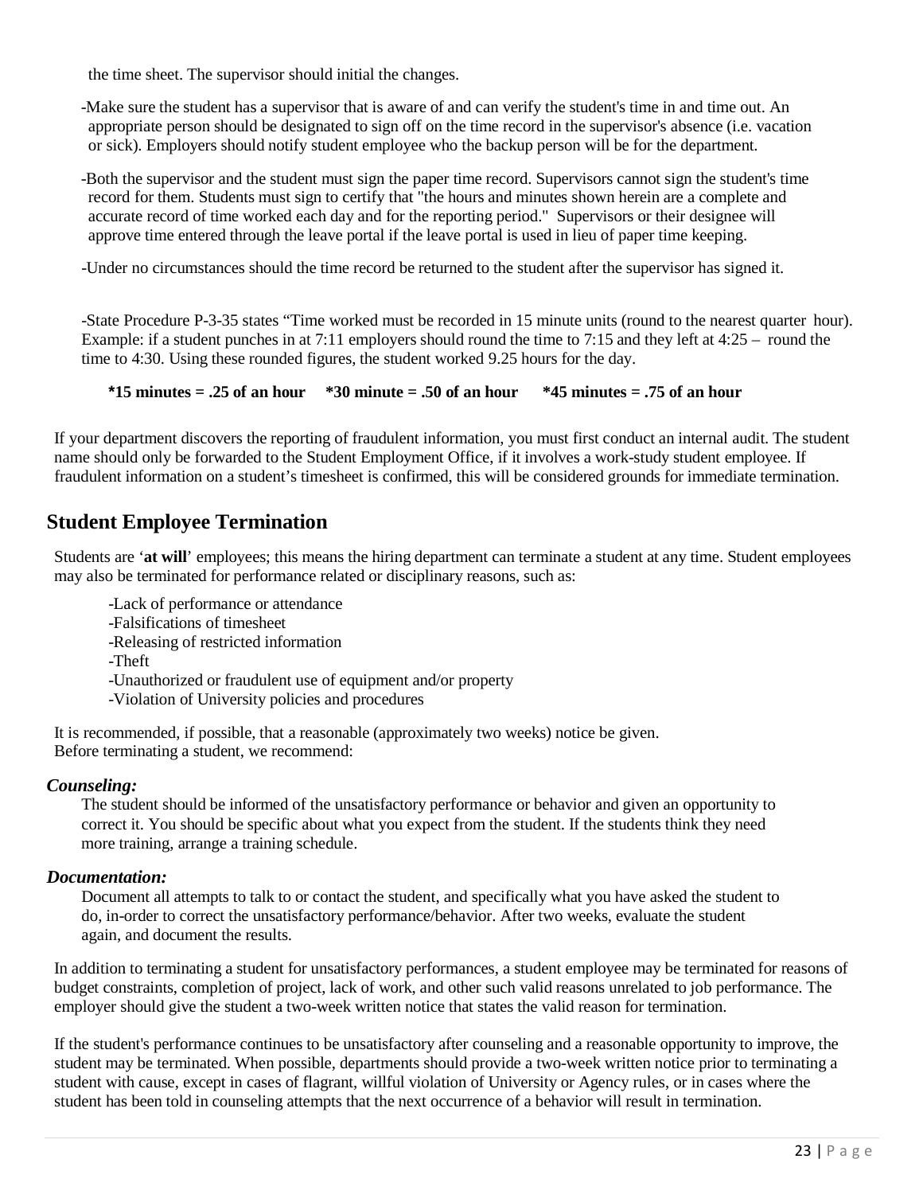the time sheet. The supervisor should initial the changes.

-Make sure the student has a supervisor that is aware of and can verify the student's time in and time out. An appropriate person should be designated to sign off on the time record in the supervisor's absence (i.e. vacation or sick). Employers should notify student employee who the backup person will be for the department.

-Both the supervisor and the student must sign the paper time record. Supervisors cannot sign the student's time record for them. Students must sign to certify that "the hours and minutes shown herein are a complete and accurate record of time worked each day and for the reporting period." Supervisors or their designee will approve time entered through the leave portal if the leave portal is used in lieu of paper time keeping.

-Under no circumstances should the time record be returned to the student after the supervisor has signed it.

-State Procedure P-3-35 states "Time worked must be recorded in 15 minute units (round to the nearest quarter hour). Example: if a student punches in at 7:11 employers should round the time to 7:15 and they left at 4:25 – round the time to 4:30. Using these rounded figures, the student worked 9.25 hours for the day.

**\*15 minutes = .25 of an hour \*30 minute = .50 of an hour \*45 minutes = .75 of an hour**

If your department discovers the reporting of fraudulent information, you must first conduct an internal audit. The student name should only be forwarded to the Student Employment Office, if it involves a work-study student employee. If fraudulent information on a student's timesheet is confirmed, this will be considered grounds for immediate termination.

## Student Employee Termination

Students are '**at will**' employees; this means the hiring department can terminate a student at any time. Student employees may also be terminated for performance related or disciplinary reasons, such as:

-Lack of performance or attendance
-Falsifications of timesheet
-Releasing of restricted information
-Theft
-Unauthorized or fraudulent use of equipment and/or property
-Violation of University policies and procedures

It is recommended, if possible, that a reasonable (approximately two weeks) notice be given.
Before terminating a student, we recommend:

***Counseling:***

The student should be informed of the unsatisfactory performance or behavior and given an opportunity to correct it. You should be specific about what you expect from the student. If the students think they need more training, arrange a training schedule.

***Documentation:***

Document all attempts to talk to or contact the student, and specifically what you have asked the student to do, in-order to correct the unsatisfactory performance/behavior. After two weeks, evaluate the student again, and document the results.

In addition to terminating a student for unsatisfactory performances, a student employee may be terminated for reasons of budget constraints, completion of project, lack of work, and other such valid reasons unrelated to job performance. The employer should give the student a two-week written notice that states the valid reason for termination.

If the student's performance continues to be unsatisfactory after counseling and a reasonable opportunity to improve, the student may be terminated. When possible, departments should provide a two-week written notice prior to terminating a student with cause, except in cases of flagrant, willful violation of University or Agency rules, or in cases where the student has been told in counseling attempts that the next occurrence of a behavior will result in termination.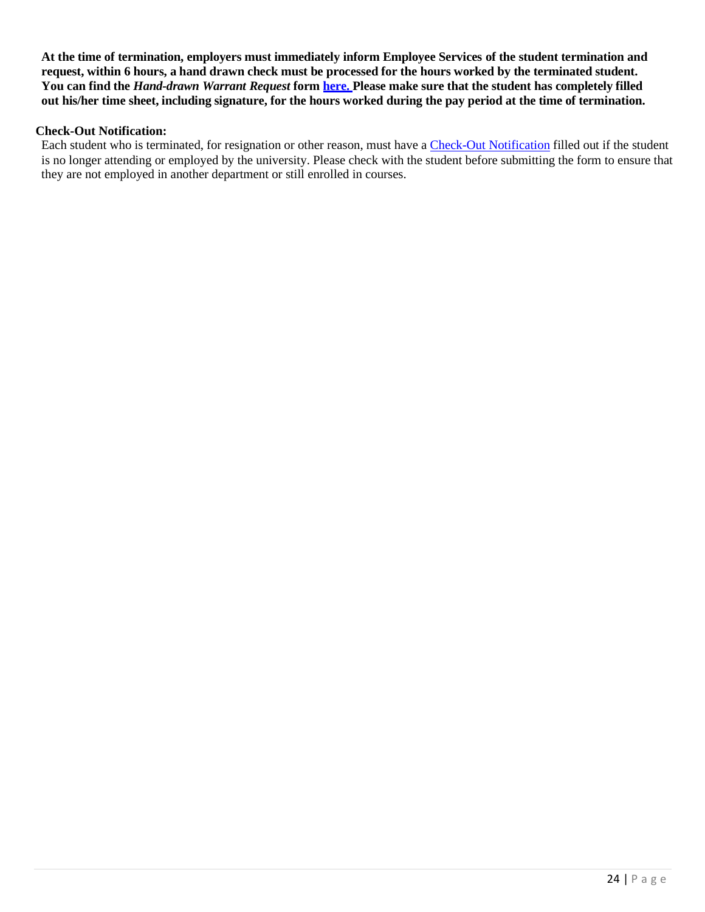**At the time of termination, employers must immediately inform Employee Services of the student termination and request, within 6 hours, a hand drawn check must be processed for the hours worked by the terminated student. You can find the *Hand-drawn Warrant Request* form here. Please make sure that the student has completely filled out his/her time sheet, including signature, for the hours worked during the pay period at the time of termination.**

**Check-Out Notification:**

Each student who is terminated, for resignation or other reason, must have a Check-Out Notification filled out if the student is no longer attending or employed by the university. Please check with the student before submitting the form to ensure that they are not employed in another department or still enrolled in courses.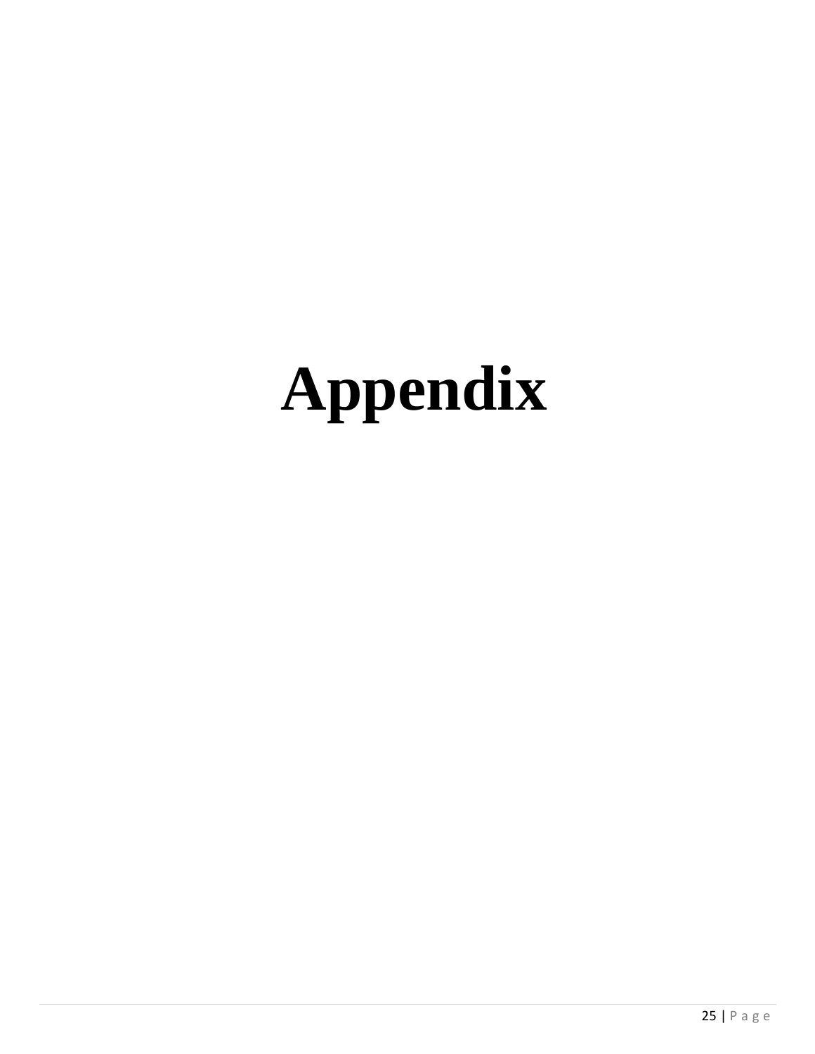# Appendix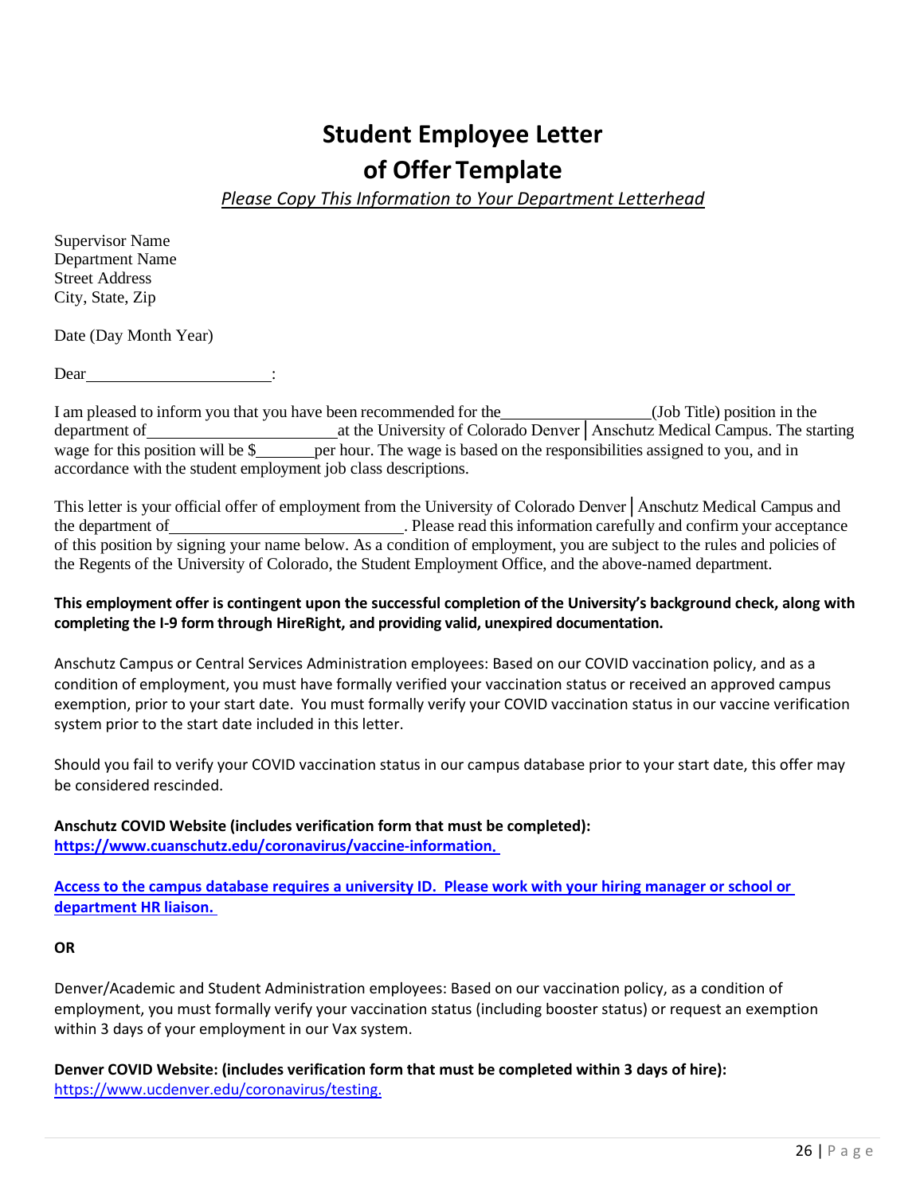# Student Employee Letter of Offer Template

*Please Copy This Information to Your Department Letterhead*

Supervisor Name
Department Name
Street Address
City, State, Zip

Date (Day Month Year)

Dear ______________________:

I am pleased to inform you that you have been recommended for the __________________(Job Title) position in the department of ______________________ at the University of Colorado Denver | Anschutz Medical Campus. The starting wage for this position will be $_______per hour. The wage is based on the responsibilities assigned to you, and in accordance with the student employment job class descriptions.

This letter is your official offer of employment from the University of Colorado Denver | Anschutz Medical Campus and the department of ___________________________. Please read this information carefully and confirm your acceptance of this position by signing your name below. As a condition of employment, you are subject to the rules and policies of the Regents of the University of Colorado, the Student Employment Office, and the above-named department.

**This employment offer is contingent upon the successful completion of the University's background check, along with completing the I-9 form through HireRight, and providing valid, unexpired documentation.**

Anschutz Campus or Central Services Administration employees: Based on our COVID vaccination policy, and as a condition of employment, you must have formally verified your vaccination status or received an approved campus exemption, prior to your start date. You must formally verify your COVID vaccination status in our vaccine verification system prior to the start date included in this letter.

Should you fail to verify your COVID vaccination status in our campus database prior to your start date, this offer may be considered rescinded.

**Anschutz COVID Website (includes verification form that must be completed):**
**https://www.cuanschutz.edu/coronavirus/vaccine-information.**

**Access to the campus database requires a university ID. Please work with your hiring manager or school or department HR liaison.**

**OR**

Denver/Academic and Student Administration employees: Based on our vaccination policy, as a condition of employment, you must formally verify your vaccination status (including booster status) or request an exemption within 3 days of your employment in our Vax system.

**Denver COVID Website: (includes verification form that must be completed within 3 days of hire):**
https://www.ucdenver.edu/coronavirus/testing.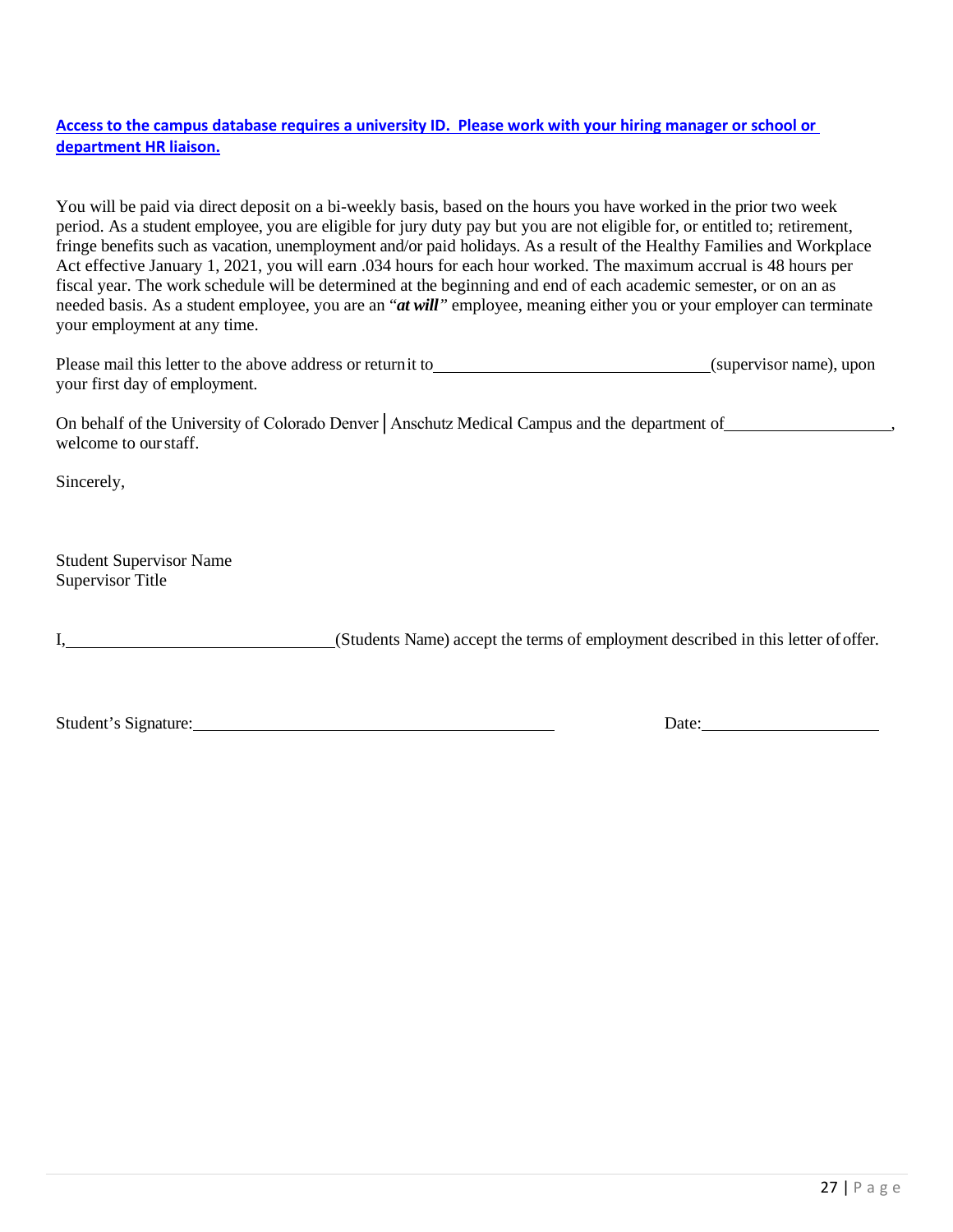**Access to the campus database requires a university ID. Please work with your hiring manager or school or department HR liaison.**

You will be paid via direct deposit on a bi-weekly basis, based on the hours you have worked in the prior two week period. As a student employee, you are eligible for jury duty pay but you are not eligible for, or entitled to; retirement, fringe benefits such as vacation, unemployment and/or paid holidays. As a result of the Healthy Families and Workplace Act effective January 1, 2021, you will earn .034 hours for each hour worked. The maximum accrual is 48 hours per fiscal year. The work schedule will be determined at the beginning and end of each academic semester, or on an as needed basis. As a student employee, you are an "***at will***" employee, meaning either you or your employer can terminate your employment at any time.

Please mail this letter to the above address or return it to________________________________(supervisor name), upon your first day of employment.

On behalf of the University of Colorado Denver | Anschutz Medical Campus and the department of___________________, welcome to our staff.

Sincerely,

Student Supervisor Name
Supervisor Title

I,______________________________(Students Name) accept the terms of employment described in this letter of offer.

Student's Signature:__________________________________________ Date:____________________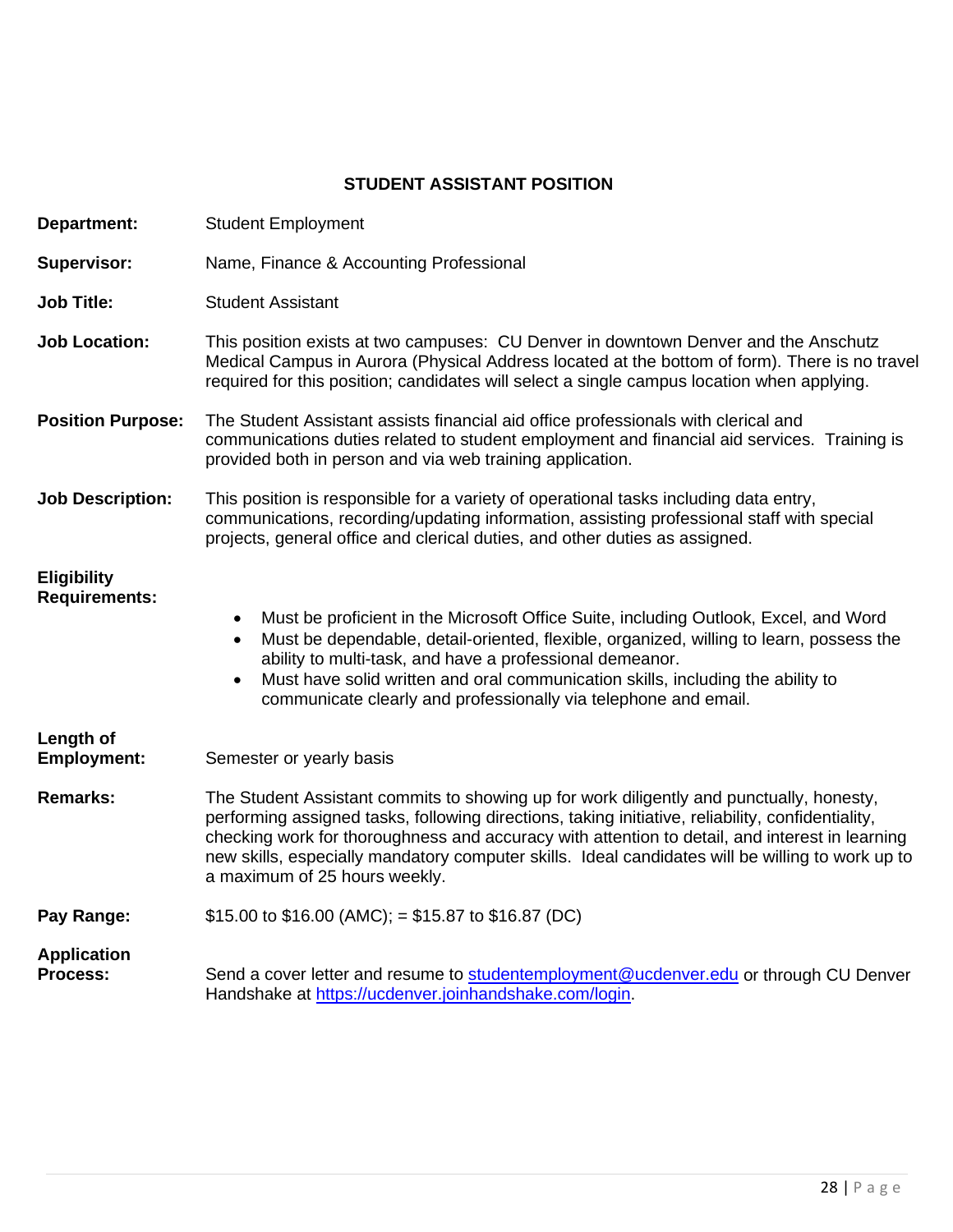## STUDENT ASSISTANT POSITION

**Department:** Student Employment

**Supervisor:** Name, Finance & Accounting Professional

**Job Title:** Student Assistant

**Job Location:** This position exists at two campuses: CU Denver in downtown Denver and the Anschutz Medical Campus in Aurora (Physical Address located at the bottom of form). There is no travel required for this position; candidates will select a single campus location when applying.

**Position Purpose:** The Student Assistant assists financial aid office professionals with clerical and communications duties related to student employment and financial aid services. Training is provided both in person and via web training application.

**Job Description:** This position is responsible for a variety of operational tasks including data entry, communications, recording/updating information, assisting professional staff with special projects, general office and clerical duties, and other duties as assigned.

**Eligibility Requirements:**

- Must be proficient in the Microsoft Office Suite, including Outlook, Excel, and Word
- Must be dependable, detail-oriented, flexible, organized, willing to learn, possess the ability to multi-task, and have a professional demeanor.
- Must have solid written and oral communication skills, including the ability to communicate clearly and professionally via telephone and email.

**Length of Employment:** Semester or yearly basis

**Remarks:** The Student Assistant commits to showing up for work diligently and punctually, honesty, performing assigned tasks, following directions, taking initiative, reliability, confidentiality, checking work for thoroughness and accuracy with attention to detail, and interest in learning new skills, especially mandatory computer skills. Ideal candidates will be willing to work up to a maximum of 25 hours weekly.

**Pay Range:** $15.00 to $16.00 (AMC); = $15.87 to $16.87 (DC)

**Application Process:** Send a cover letter and resume to [studentemployment@ucdenver.edu](mailto:studentemployment@ucdenver.edu) or through CU Denver Handshake at [https://ucdenver.joinhandshake.com/login](https://ucdenver.joinhandshake.com/login).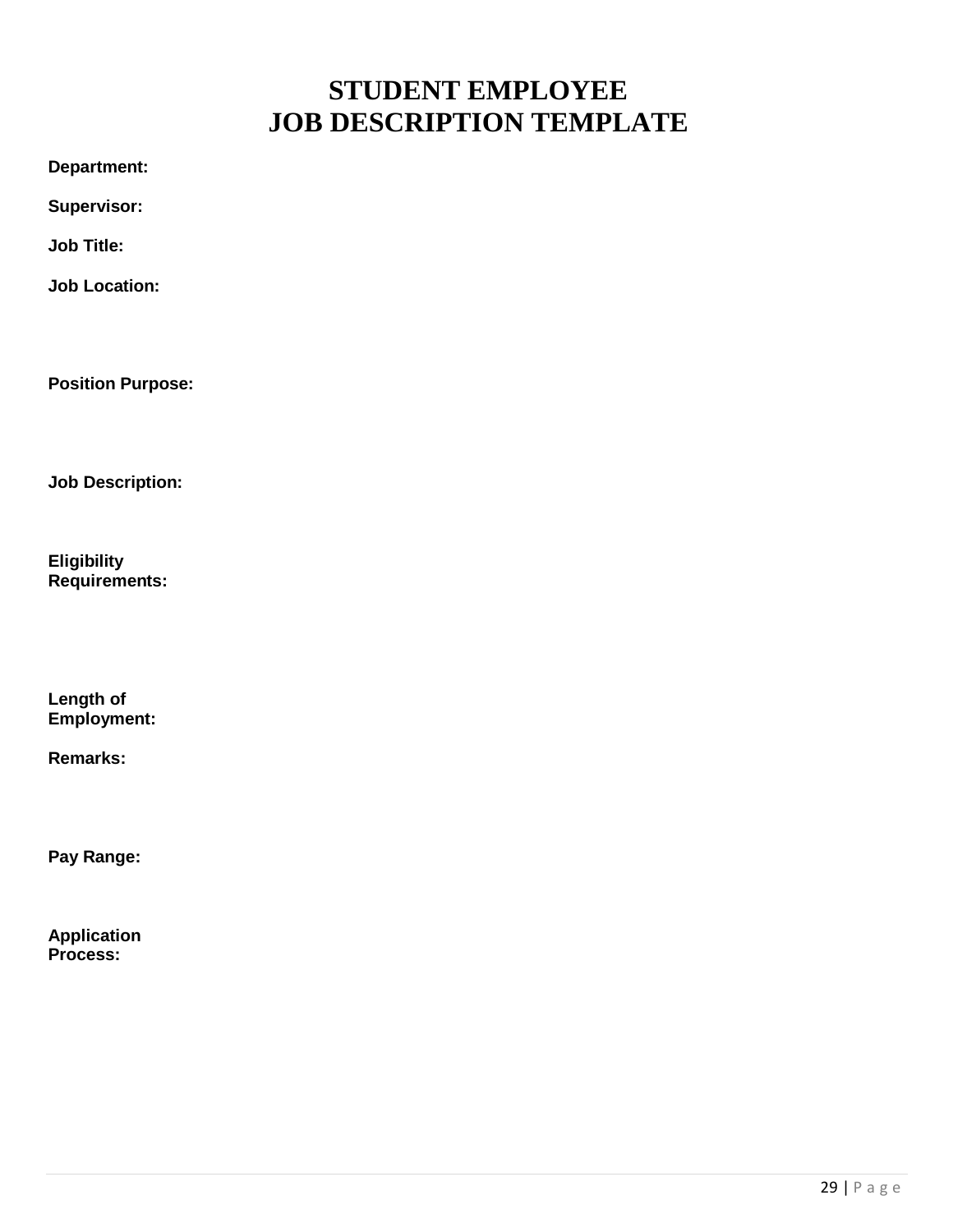# STUDENT EMPLOYEE
# JOB DESCRIPTION TEMPLATE

**Department:**

**Supervisor:**

**Job Title:**

**Job Location:**

**Position Purpose:**

**Job Description:**

**Eligibility Requirements:**

**Length of Employment:**

**Remarks:**

**Pay Range:**

**Application Process:**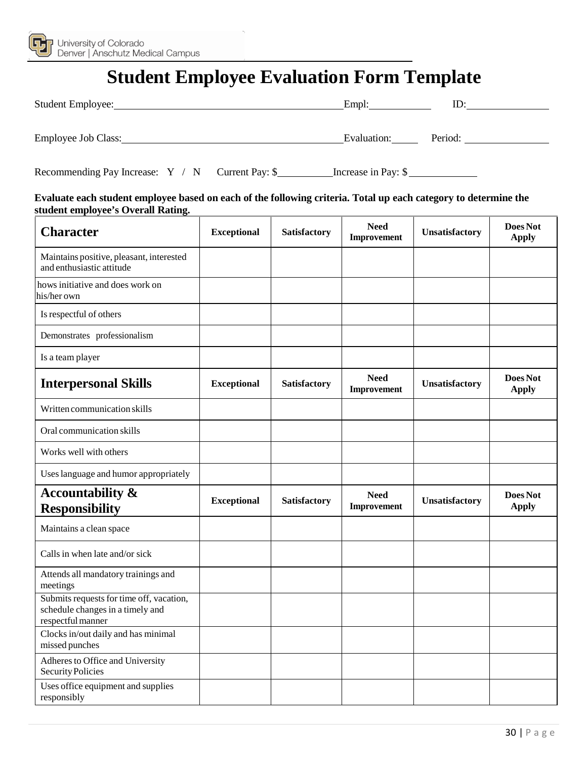University of Colorado
Denver | Anschutz Medical Campus

# Student Employee Evaluation Form Template

Student Employee: ______________________________ Empl: __________ ID: ______________

Employee Job Class: ______________________________ Evaluation: _____ Period: ______________

Recommending Pay Increase: Y / N Current Pay: $ __________ Increase in Pay: $ ____________

**Evaluate each student employee based on each of the following criteria. Total up each category to determine the student employee's Overall Rating.**

| **Character** | **Exceptional** | **Satisfactory** | **Need Improvement** | **Unsatisfactory** | **Does Not Apply** |
|---|---|---|---|---|---|
| Maintains positive, pleasant, interested and enthusiastic attitude | | | | | |
| hows initiative and does work on his/her own | | | | | |
| Is respectful of others | | | | | |
| Demonstrates professionalism | | | | | |
| Is a team player | | | | | |
| **Interpersonal Skills** | **Exceptional** | **Satisfactory** | **Need Improvement** | **Unsatisfactory** | **Does Not Apply** |
| Written communication skills | | | | | |
| Oral communication skills | | | | | |
| Works well with others | | | | | |
| Uses language and humor appropriately | | | | | |
| **Accountability & Responsibility** | **Exceptional** | **Satisfactory** | **Need Improvement** | **Unsatisfactory** | **Does Not Apply** |
| Maintains a clean space | | | | | |
| Calls in when late and/or sick | | | | | |
| Attends all mandatory trainings and meetings | | | | | |
| Submits requests for time off, vacation, schedule changes in a timely and respectful manner | | | | | |
| Clocks in/out daily and has minimal missed punches | | | | | |
| Adheres to Office and University Security Policies | | | | | |
| Uses office equipment and supplies responsibly | | | | | |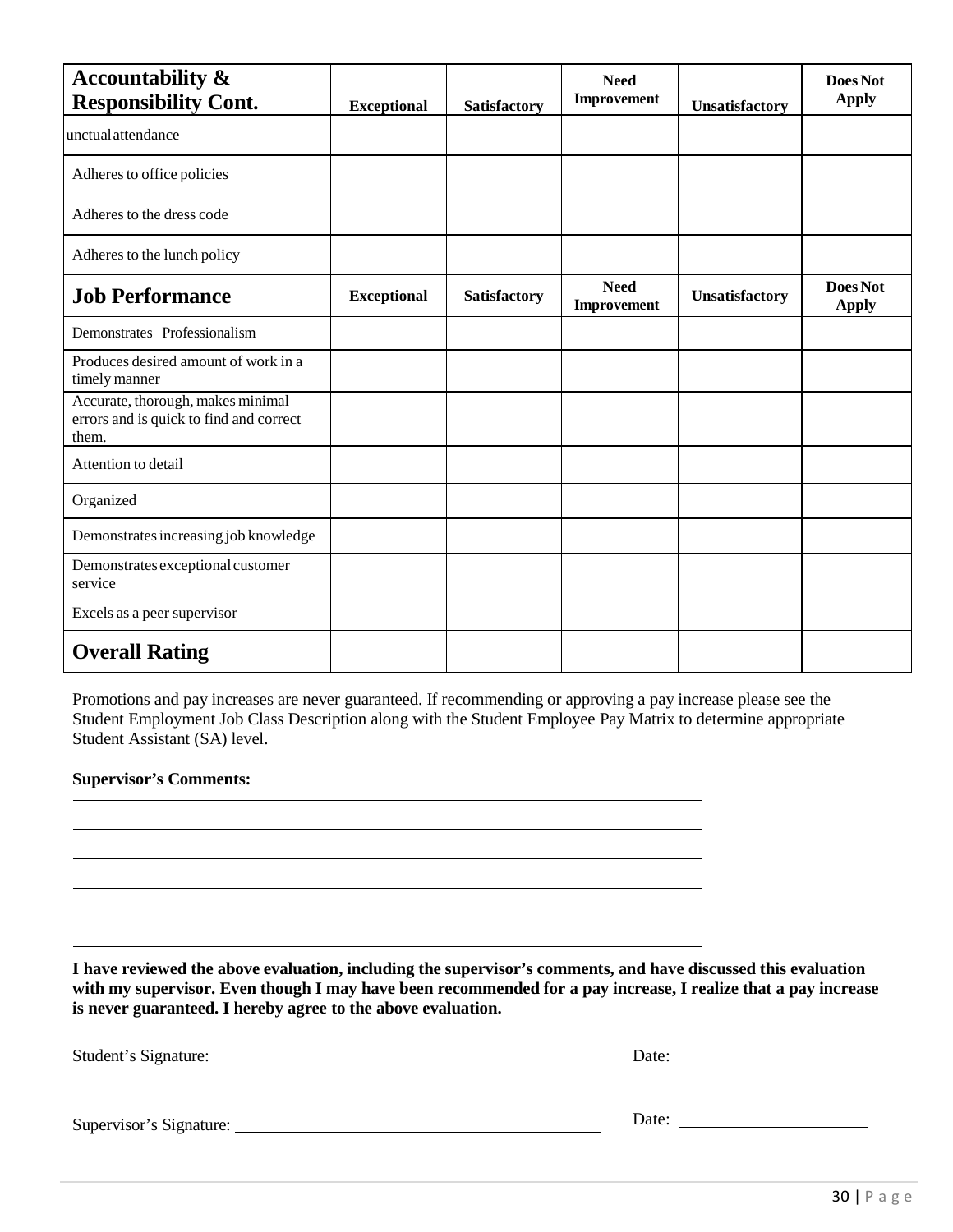| **Accountability & Responsibility Cont.** | **Exceptional** | **Satisfactory** | **Need Improvement** | **Unsatisfactory** | **Does Not Apply** |
|---|---|---|---|---|---|
| unctual attendance | | | | | |
| Adheres to office policies | | | | | |
| Adheres to the dress code | | | | | |
| Adheres to the lunch policy | | | | | |
| **Job Performance** | **Exceptional** | **Satisfactory** | **Need Improvement** | **Unsatisfactory** | **Does Not Apply** |
| Demonstrates Professionalism | | | | | |
| Produces desired amount of work in a timely manner | | | | | |
| Accurate, thorough, makes minimal errors and is quick to find and correct them. | | | | | |
| Attention to detail | | | | | |
| Organized | | | | | |
| Demonstrates increasing job knowledge | | | | | |
| Demonstrates exceptional customer service | | | | | |
| Excels as a peer supervisor | | | | | |
| **Overall Rating** | | | | | |

Promotions and pay increases are never guaranteed. If recommending or approving a pay increase please see the Student Employment Job Class Description along with the Student Employee Pay Matrix to determine appropriate Student Assistant (SA) level.

**Supervisor's Comments:**

_______________________________________________________________

_______________________________________________________________

_______________________________________________________________

_______________________________________________________________

_______________________________________________________________

_______________________________________________________________

**I have reviewed the above evaluation, including the supervisor's comments, and have discussed this evaluation with my supervisor. Even though I may have been recommended for a pay increase, I realize that a pay increase is never guaranteed. I hereby agree to the above evaluation.**

Student's Signature: ______________________________ Date: ________________

Supervisor's Signature: ______________________________ Date: ________________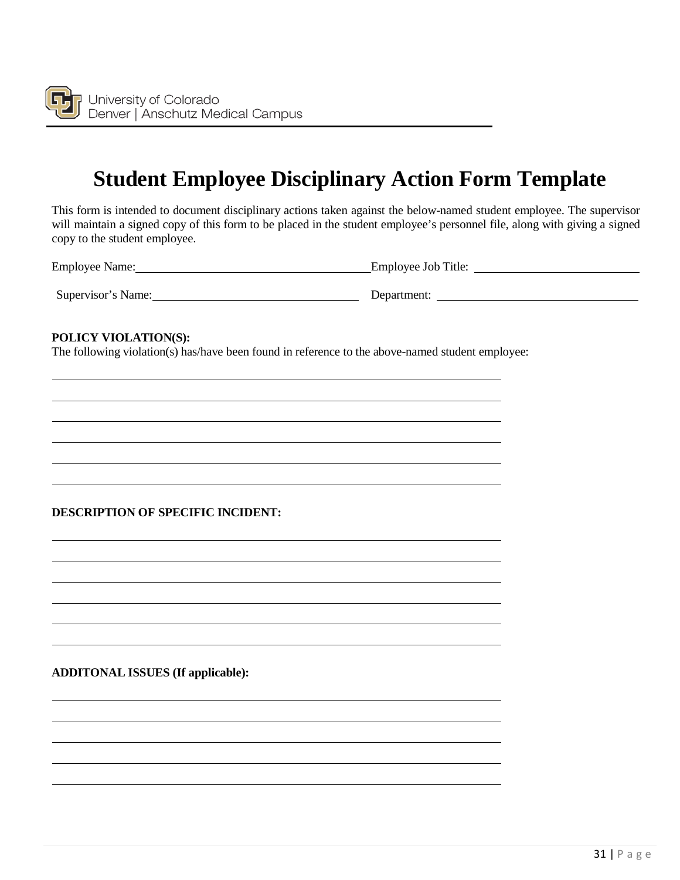University of Colorado
Denver | Anschutz Medical Campus

# Student Employee Disciplinary Action Form Template

This form is intended to document disciplinary actions taken against the below-named student employee. The supervisor will maintain a signed copy of this form to be placed in the student employee's personnel file, along with giving a signed copy to the student employee.

Employee Name:______________________________ Employee Job Title: ______________________

Supervisor's Name:___________________________ Department: __________________________

**POLICY VIOLATION(S):**
The following violation(s) has/have been found in reference to the above-named student employee:

______________________________________________________________

______________________________________________________________

______________________________________________________________

______________________________________________________________

______________________________________________________________

______________________________________________________________

**DESCRIPTION OF SPECIFIC INCIDENT:**

______________________________________________________________

______________________________________________________________

______________________________________________________________

______________________________________________________________

______________________________________________________________

______________________________________________________________

**ADDITONAL ISSUES (If applicable):**

______________________________________________________________

______________________________________________________________

______________________________________________________________

______________________________________________________________

______________________________________________________________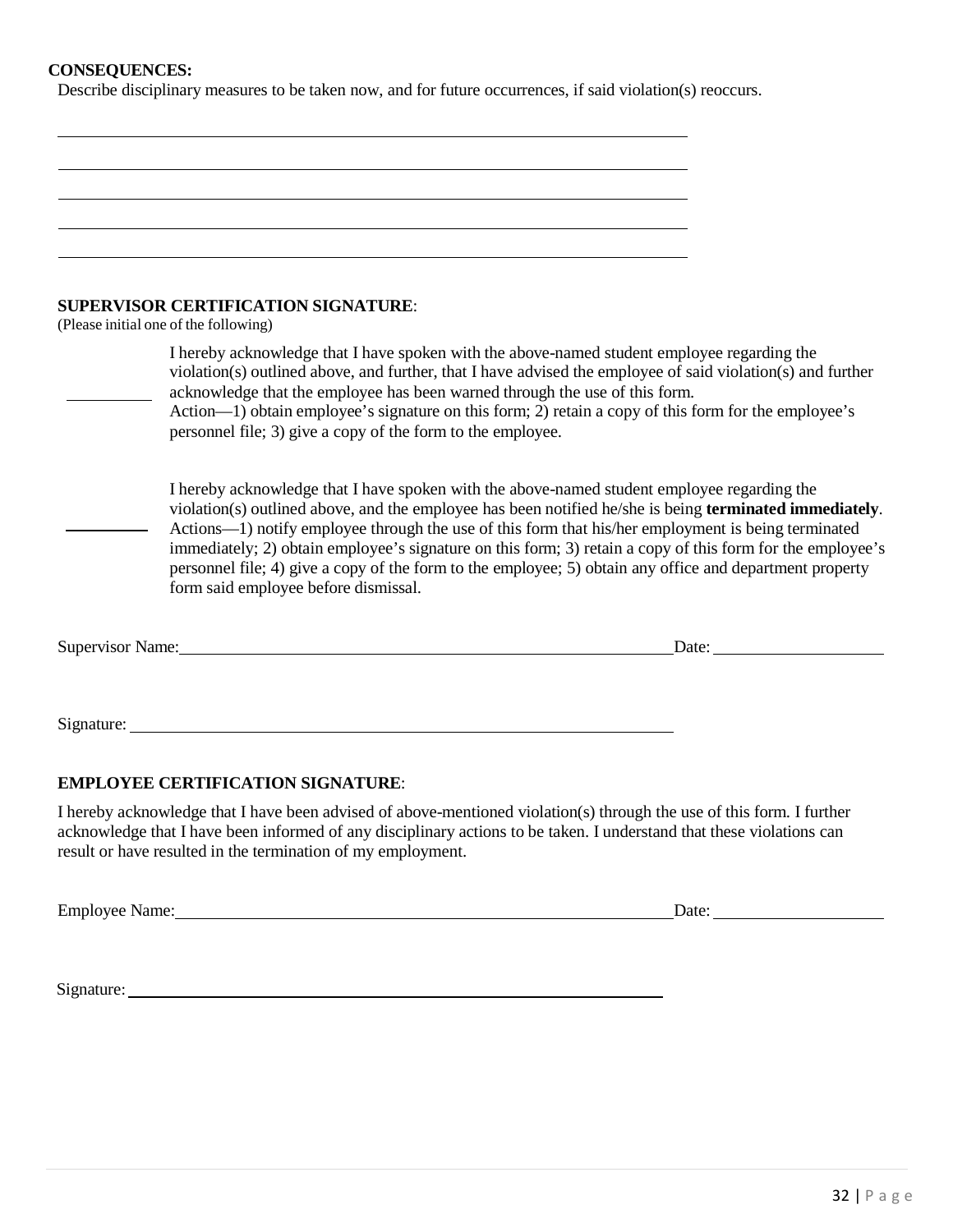**CONSEQUENCES:**

Describe disciplinary measures to be taken now, and for future occurrences, if said violation(s) reoccurs.

\_\_\_\_\_\_\_\_\_\_\_\_\_\_\_\_\_\_\_\_\_\_\_\_\_\_\_\_\_\_\_\_\_\_\_\_\_\_\_\_\_\_\_\_\_\_\_\_\_\_\_\_\_\_\_\_\_\_\_\_\_\_\_\_\_\_\_\_\_\_\_\_

\_\_\_\_\_\_\_\_\_\_\_\_\_\_\_\_\_\_\_\_\_\_\_\_\_\_\_\_\_\_\_\_\_\_\_\_\_\_\_\_\_\_\_\_\_\_\_\_\_\_\_\_\_\_\_\_\_\_\_\_\_\_\_\_\_\_\_\_\_\_\_\_

\_\_\_\_\_\_\_\_\_\_\_\_\_\_\_\_\_\_\_\_\_\_\_\_\_\_\_\_\_\_\_\_\_\_\_\_\_\_\_\_\_\_\_\_\_\_\_\_\_\_\_\_\_\_\_\_\_\_\_\_\_\_\_\_\_\_\_\_\_\_\_\_

\_\_\_\_\_\_\_\_\_\_\_\_\_\_\_\_\_\_\_\_\_\_\_\_\_\_\_\_\_\_\_\_\_\_\_\_\_\_\_\_\_\_\_\_\_\_\_\_\_\_\_\_\_\_\_\_\_\_\_\_\_\_\_\_\_\_\_\_\_\_\_\_

\_\_\_\_\_\_\_\_\_\_\_\_\_\_\_\_\_\_\_\_\_\_\_\_\_\_\_\_\_\_\_\_\_\_\_\_\_\_\_\_\_\_\_\_\_\_\_\_\_\_\_\_\_\_\_\_\_\_\_\_\_\_\_\_\_\_\_\_\_\_\_\_

**SUPERVISOR CERTIFICATION SIGNATURE**:

(Please initial one of the following)

\_\_\_\_\_\_\_\_\_\_ I hereby acknowledge that I have spoken with the above-named student employee regarding the violation(s) outlined above, and further, that I have advised the employee of said violation(s) and further acknowledge that the employee has been warned through the use of this form.
Action—1) obtain employee's signature on this form; 2) retain a copy of this form for the employee's personnel file; 3) give a copy of the form to the employee.

\_\_\_\_\_\_\_\_\_\_ I hereby acknowledge that I have spoken with the above-named student employee regarding the violation(s) outlined above, and the employee has been notified he/she is being **terminated immediately**. Actions—1) notify employee through the use of this form that his/her employment is being terminated immediately; 2) obtain employee's signature on this form; 3) retain a copy of this form for the employee's personnel file; 4) give a copy of the form to the employee; 5) obtain any office and department property form said employee before dismissal.

Supervisor Name:\_\_\_\_\_\_\_\_\_\_\_\_\_\_\_\_\_\_\_\_\_\_\_\_\_\_\_\_\_\_\_\_\_\_\_\_\_\_\_\_\_\_\_\_\_\_\_\_ Date: \_\_\_\_\_\_\_\_\_\_\_\_\_\_\_\_

Signature: \_\_\_\_\_\_\_\_\_\_\_\_\_\_\_\_\_\_\_\_\_\_\_\_\_\_\_\_\_\_\_\_\_\_\_\_\_\_\_\_\_\_\_\_\_\_\_\_\_\_\_\_\_

**EMPLOYEE CERTIFICATION SIGNATURE**:

I hereby acknowledge that I have been advised of above-mentioned violation(s) through the use of this form. I further acknowledge that I have been informed of any disciplinary actions to be taken. I understand that these violations can result or have resulted in the termination of my employment.

Employee Name:\_\_\_\_\_\_\_\_\_\_\_\_\_\_\_\_\_\_\_\_\_\_\_\_\_\_\_\_\_\_\_\_\_\_\_\_\_\_\_\_\_\_\_\_\_\_\_\_ Date: \_\_\_\_\_\_\_\_\_\_\_\_\_\_\_\_

Signature: \_\_\_\_\_\_\_\_\_\_\_\_\_\_\_\_\_\_\_\_\_\_\_\_\_\_\_\_\_\_\_\_\_\_\_\_\_\_\_\_\_\_\_\_\_\_\_\_\_\_\_\_\_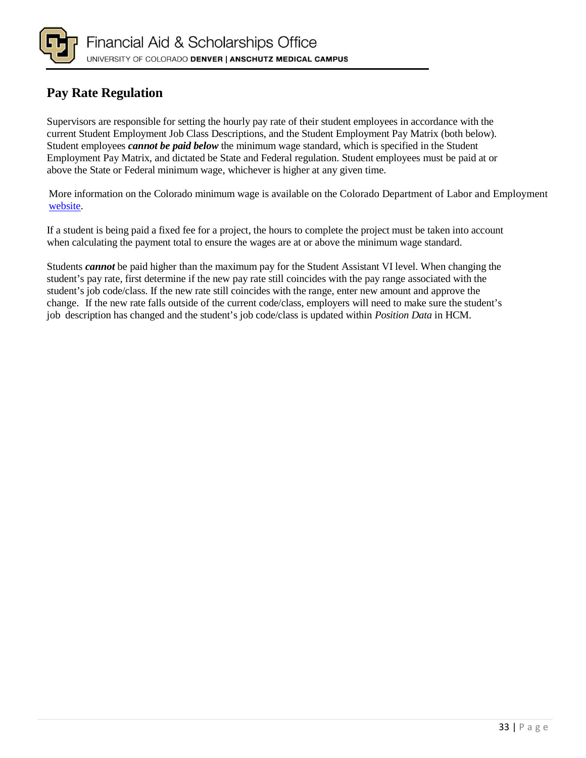## Pay Rate Regulation

Supervisors are responsible for setting the hourly pay rate of their student employees in accordance with the current Student Employment Job Class Descriptions, and the Student Employment Pay Matrix (both below). Student employees ***cannot be paid below*** the minimum wage standard, which is specified in the Student Employment Pay Matrix, and dictated be State and Federal regulation. Student employees must be paid at or above the State or Federal minimum wage, whichever is higher at any given time.

More information on the Colorado minimum wage is available on the Colorado Department of Labor and Employment website.

If a student is being paid a fixed fee for a project, the hours to complete the project must be taken into account when calculating the payment total to ensure the wages are at or above the minimum wage standard.

Students ***cannot*** be paid higher than the maximum pay for the Student Assistant VI level. When changing the student's pay rate, first determine if the new pay rate still coincides with the pay range associated with the student's job code/class. If the new rate still coincides with the range, enter new amount and approve the change. If the new rate falls outside of the current code/class, employers will need to make sure the student's job description has changed and the student's job code/class is updated within *Position Data* in HCM.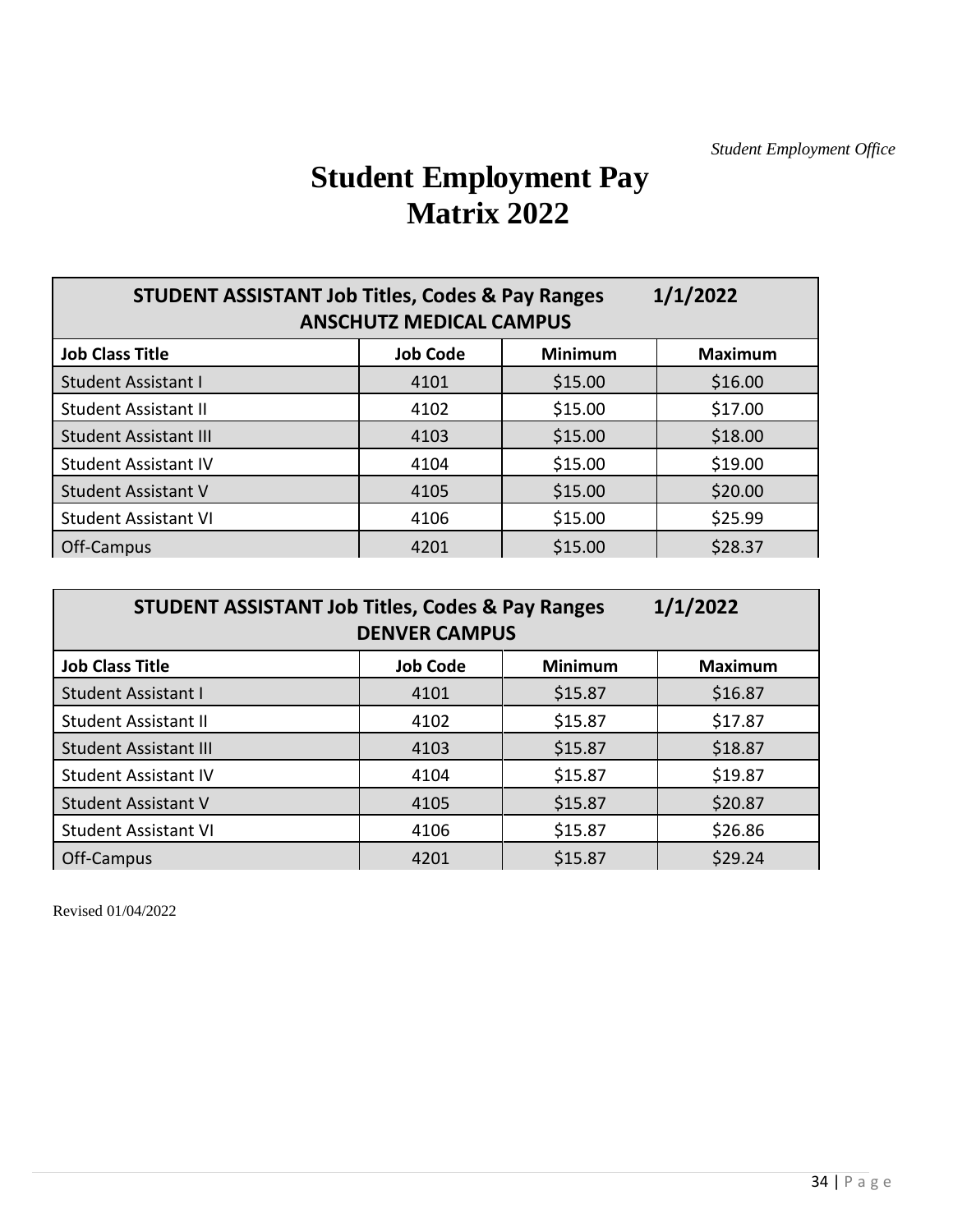*Student Employment Office*

# Student Employment Pay Matrix 2022

| STUDENT ASSISTANT Job Titles, Codes & Pay Ranges 1/1/2022 ANSCHUTZ MEDICAL CAMPUS | | | |
|---|---|---|---|
| **Job Class Title** | **Job Code** | **Minimum** | **Maximum** |
| Student Assistant I | 4101 | $15.00 | $16.00 |
| Student Assistant II | 4102 | $15.00 | $17.00 |
| Student Assistant III | 4103 | $15.00 | $18.00 |
| Student Assistant IV | 4104 | $15.00 | $19.00 |
| Student Assistant V | 4105 | $15.00 | $20.00 |
| Student Assistant VI | 4106 | $15.00 | $25.99 |
| Off-Campus | 4201 | $15.00 | $28.37 |

| STUDENT ASSISTANT Job Titles, Codes & Pay Ranges 1/1/2022 DENVER CAMPUS | | | |
|---|---|---|---|
| **Job Class Title** | **Job Code** | **Minimum** | **Maximum** |
| Student Assistant I | 4101 | $15.87 | $16.87 |
| Student Assistant II | 4102 | $15.87 | $17.87 |
| Student Assistant III | 4103 | $15.87 | $18.87 |
| Student Assistant IV | 4104 | $15.87 | $19.87 |
| Student Assistant V | 4105 | $15.87 | $20.87 |
| Student Assistant VI | 4106 | $15.87 | $26.86 |
| Off-Campus | 4201 | $15.87 | $29.24 |

Revised 01/04/2022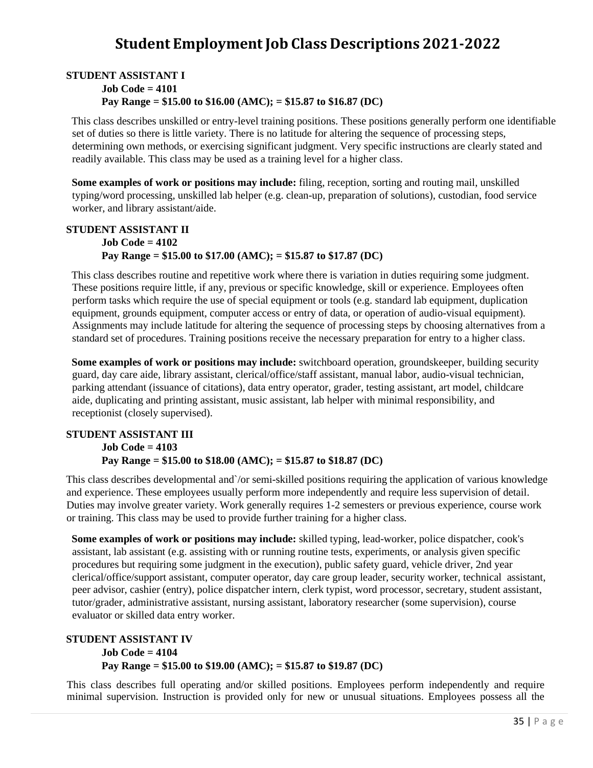# Student Employment Job Class Descriptions 2021-2022

**STUDENT ASSISTANT I**

**Job Code = 4101**

**Pay Range = $15.00 to $16.00 (AMC); = $15.87 to $16.87 (DC)**

This class describes unskilled or entry-level training positions. These positions generally perform one identifiable set of duties so there is little variety. There is no latitude for altering the sequence of processing steps, determining own methods, or exercising significant judgment. Very specific instructions are clearly stated and readily available. This class may be used as a training level for a higher class.

**Some examples of work or positions may include:** filing, reception, sorting and routing mail, unskilled typing/word processing, unskilled lab helper (e.g. clean-up, preparation of solutions), custodian, food service worker, and library assistant/aide.

**STUDENT ASSISTANT II**

**Job Code = 4102**

**Pay Range = $15.00 to $17.00 (AMC); = $15.87 to $17.87 (DC)**

This class describes routine and repetitive work where there is variation in duties requiring some judgment. These positions require little, if any, previous or specific knowledge, skill or experience. Employees often perform tasks which require the use of special equipment or tools (e.g. standard lab equipment, duplication equipment, grounds equipment, computer access or entry of data, or operation of audio-visual equipment). Assignments may include latitude for altering the sequence of processing steps by choosing alternatives from a standard set of procedures. Training positions receive the necessary preparation for entry to a higher class.

**Some examples of work or positions may include:** switchboard operation, groundskeeper, building security guard, day care aide, library assistant, clerical/office/staff assistant, manual labor, audio-visual technician, parking attendant (issuance of citations), data entry operator, grader, testing assistant, art model, childcare aide, duplicating and printing assistant, music assistant, lab helper with minimal responsibility, and receptionist (closely supervised).

**STUDENT ASSISTANT III**

**Job Code = 4103**

**Pay Range = $15.00 to $18.00 (AMC); = $15.87 to $18.87 (DC)**

This class describes developmental and`/or semi-skilled positions requiring the application of various knowledge and experience. These employees usually perform more independently and require less supervision of detail. Duties may involve greater variety. Work generally requires 1-2 semesters or previous experience, course work or training. This class may be used to provide further training for a higher class.

**Some examples of work or positions may include:** skilled typing, lead-worker, police dispatcher, cook's assistant, lab assistant (e.g. assisting with or running routine tests, experiments, or analysis given specific procedures but requiring some judgment in the execution), public safety guard, vehicle driver, 2nd year clerical/office/support assistant, computer operator, day care group leader, security worker, technical assistant, peer advisor, cashier (entry), police dispatcher intern, clerk typist, word processor, secretary, student assistant, tutor/grader, administrative assistant, nursing assistant, laboratory researcher (some supervision), course evaluator or skilled data entry worker.

**STUDENT ASSISTANT IV**

**Job Code = 4104**

**Pay Range = $15.00 to $19.00 (AMC); = $15.87 to $19.87 (DC)**

This class describes full operating and/or skilled positions. Employees perform independently and require minimal supervision. Instruction is provided only for new or unusual situations. Employees possess all the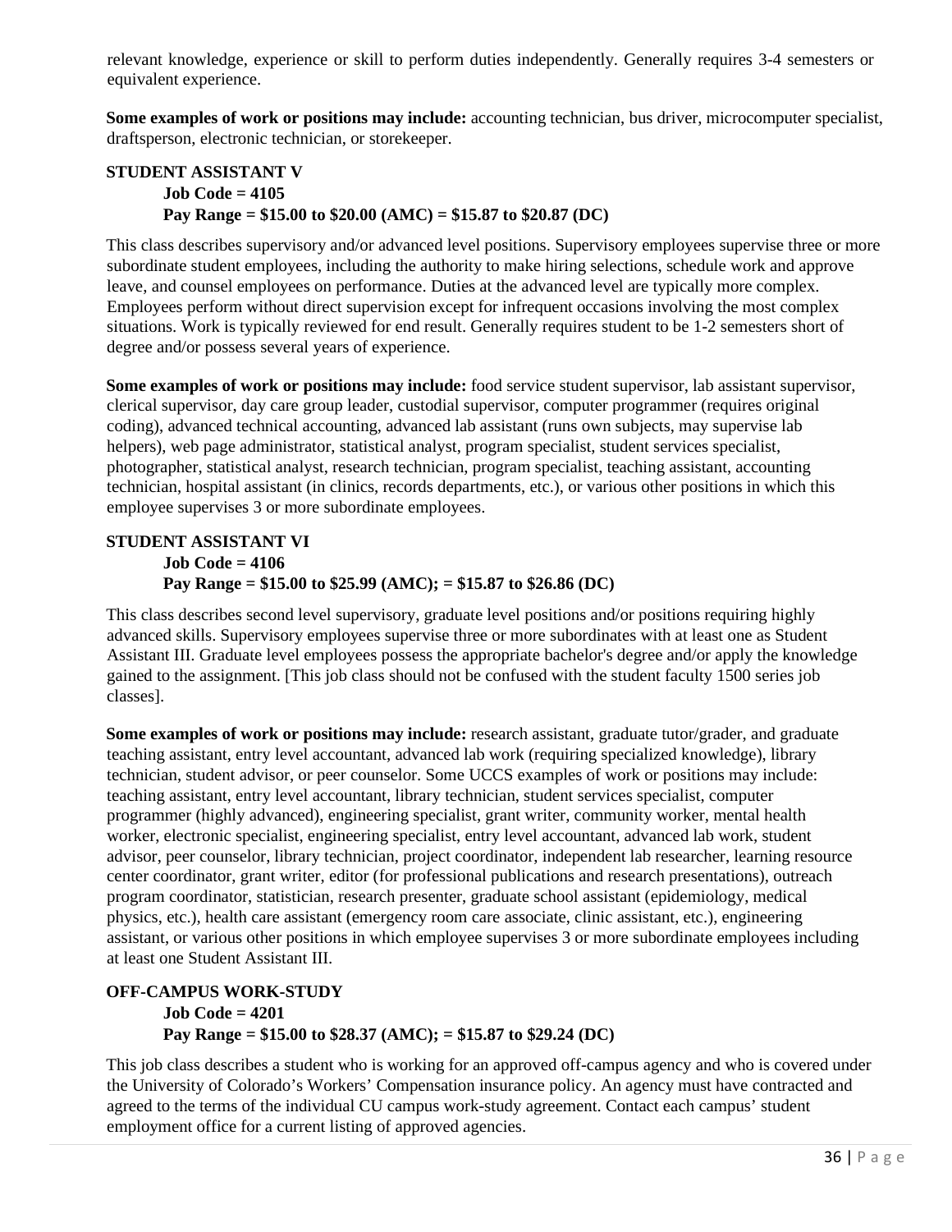relevant knowledge, experience or skill to perform duties independently. Generally requires 3-4 semesters or equivalent experience.

**Some examples of work or positions may include:** accounting technician, bus driver, microcomputer specialist, draftsperson, electronic technician, or storekeeper.

### STUDENT ASSISTANT V

**Job Code = 4105**
**Pay Range = $15.00 to $20.00 (AMC) = $15.87 to $20.87 (DC)**

This class describes supervisory and/or advanced level positions. Supervisory employees supervise three or more subordinate student employees, including the authority to make hiring selections, schedule work and approve leave, and counsel employees on performance. Duties at the advanced level are typically more complex. Employees perform without direct supervision except for infrequent occasions involving the most complex situations. Work is typically reviewed for end result. Generally requires student to be 1-2 semesters short of degree and/or possess several years of experience.

**Some examples of work or positions may include:** food service student supervisor, lab assistant supervisor, clerical supervisor, day care group leader, custodial supervisor, computer programmer (requires original coding), advanced technical accounting, advanced lab assistant (runs own subjects, may supervise lab helpers), web page administrator, statistical analyst, program specialist, student services specialist, photographer, statistical analyst, research technician, program specialist, teaching assistant, accounting technician, hospital assistant (in clinics, records departments, etc.), or various other positions in which this employee supervises 3 or more subordinate employees.

### STUDENT ASSISTANT VI

**Job Code = 4106**
**Pay Range = $15.00 to $25.99 (AMC); = $15.87 to $26.86 (DC)**

This class describes second level supervisory, graduate level positions and/or positions requiring highly advanced skills. Supervisory employees supervise three or more subordinates with at least one as Student Assistant III. Graduate level employees possess the appropriate bachelor's degree and/or apply the knowledge gained to the assignment. [This job class should not be confused with the student faculty 1500 series job classes].

**Some examples of work or positions may include:** research assistant, graduate tutor/grader, and graduate teaching assistant, entry level accountant, advanced lab work (requiring specialized knowledge), library technician, student advisor, or peer counselor. Some UCCS examples of work or positions may include: teaching assistant, entry level accountant, library technician, student services specialist, computer programmer (highly advanced), engineering specialist, grant writer, community worker, mental health worker, electronic specialist, engineering specialist, entry level accountant, advanced lab work, student advisor, peer counselor, library technician, project coordinator, independent lab researcher, learning resource center coordinator, grant writer, editor (for professional publications and research presentations), outreach program coordinator, statistician, research presenter, graduate school assistant (epidemiology, medical physics, etc.), health care assistant (emergency room care associate, clinic assistant, etc.), engineering assistant, or various other positions in which employee supervises 3 or more subordinate employees including at least one Student Assistant III.

### OFF-CAMPUS WORK-STUDY

**Job Code = 4201**
**Pay Range = $15.00 to $28.37 (AMC); = $15.87 to $29.24 (DC)**

This job class describes a student who is working for an approved off-campus agency and who is covered under the University of Colorado's Workers' Compensation insurance policy. An agency must have contracted and agreed to the terms of the individual CU campus work-study agreement. Contact each campus' student employment office for a current listing of approved agencies.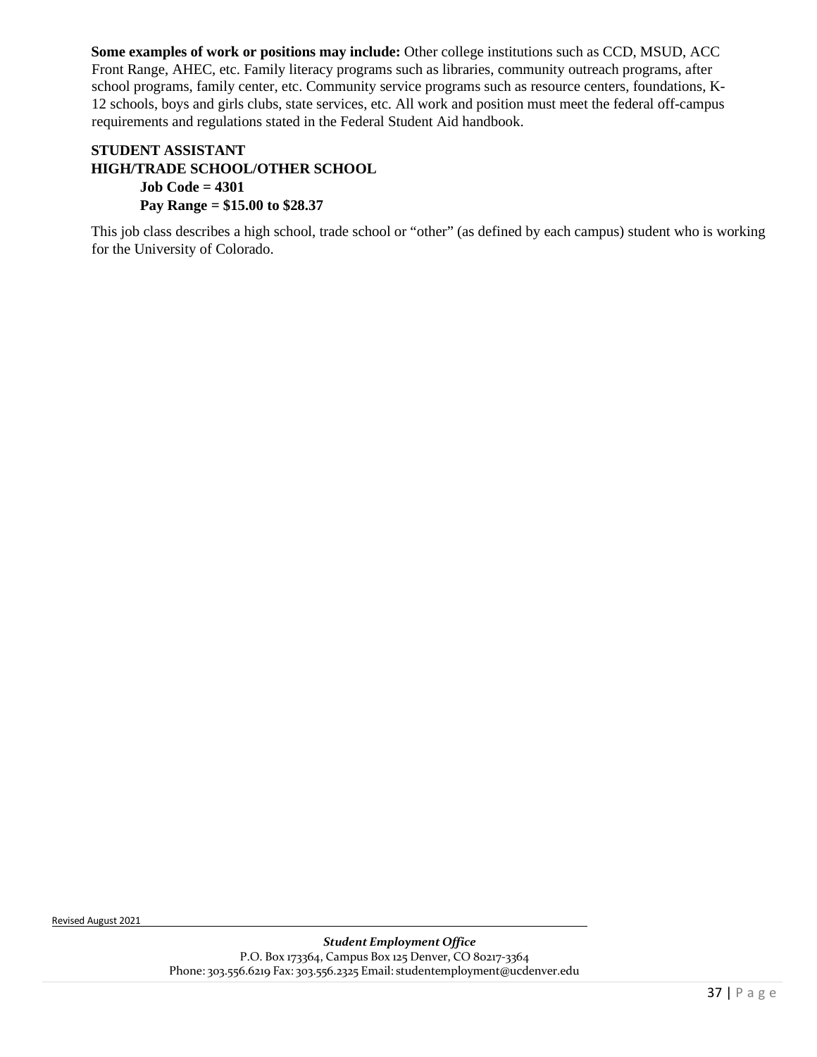**Some examples of work or positions may include:** Other college institutions such as CCD, MSUD, ACC Front Range, AHEC, etc. Family literacy programs such as libraries, community outreach programs, after school programs, family center, etc. Community service programs such as resource centers, foundations, K-12 schools, boys and girls clubs, state services, etc. All work and position must meet the federal off-campus requirements and regulations stated in the Federal Student Aid handbook.

**STUDENT ASSISTANT**
**HIGH/TRADE SCHOOL/OTHER SCHOOL**

**Job Code = 4301**
**Pay Range = $15.00 to $28.37**

This job class describes a high school, trade school or "other" (as defined by each campus) student who is working for the University of Colorado.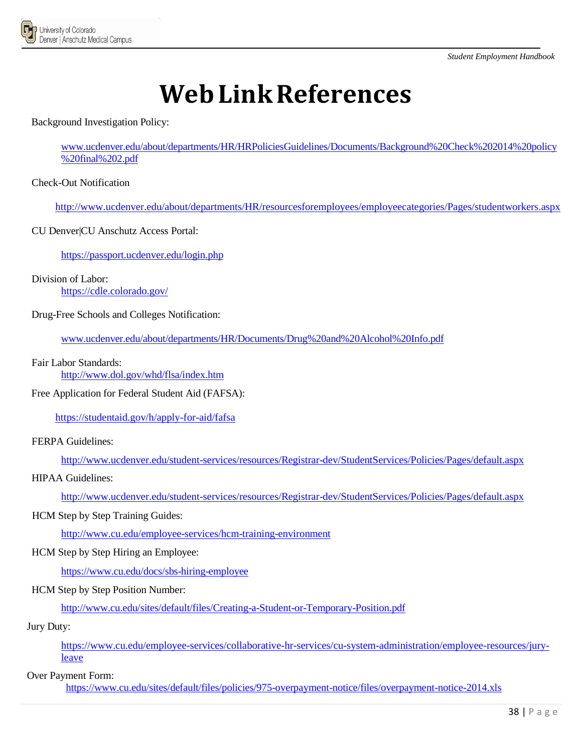# Web Link References

Background Investigation Policy:

www.ucdenver.edu/about/departments/HR/HRPoliciesGuidelines/Documents/Background%20Check%202014%20policy%20final%202.pdf

Check-Out Notification

http://www.ucdenver.edu/about/departments/HR/resourcesforemployees/employeecategories/Pages/studentworkers.aspx

CU Denver|CU Anschutz Access Portal:

https://passport.ucdenver.edu/login.php

Division of Labor:
https://cdle.colorado.gov/

Drug-Free Schools and Colleges Notification:

www.ucdenver.edu/about/departments/HR/Documents/Drug%20and%20Alcohol%20Info.pdf

Fair Labor Standards:
http://www.dol.gov/whd/flsa/index.htm

Free Application for Federal Student Aid (FAFSA):

https://studentaid.gov/h/apply-for-aid/fafsa

FERPA Guidelines:

http://www.ucdenver.edu/student-services/resources/Registrar-dev/StudentServices/Policies/Pages/default.aspx

HIPAA Guidelines:

http://www.ucdenver.edu/student-services/resources/Registrar-dev/StudentServices/Policies/Pages/default.aspx

HCM Step by Step Training Guides:

http://www.cu.edu/employee-services/hcm-training-environment

HCM Step by Step Hiring an Employee:

https://www.cu.edu/docs/sbs-hiring-employee

HCM Step by Step Position Number:

http://www.cu.edu/sites/default/files/Creating-a-Student-or-Temporary-Position.pdf

Jury Duty:

https://www.cu.edu/employee-services/collaborative-hr-services/cu-system-administration/employee-resources/jury-leave

Over Payment Form:
https://www.cu.edu/sites/default/files/policies/975-overpayment-notice/files/overpayment-notice-2014.xls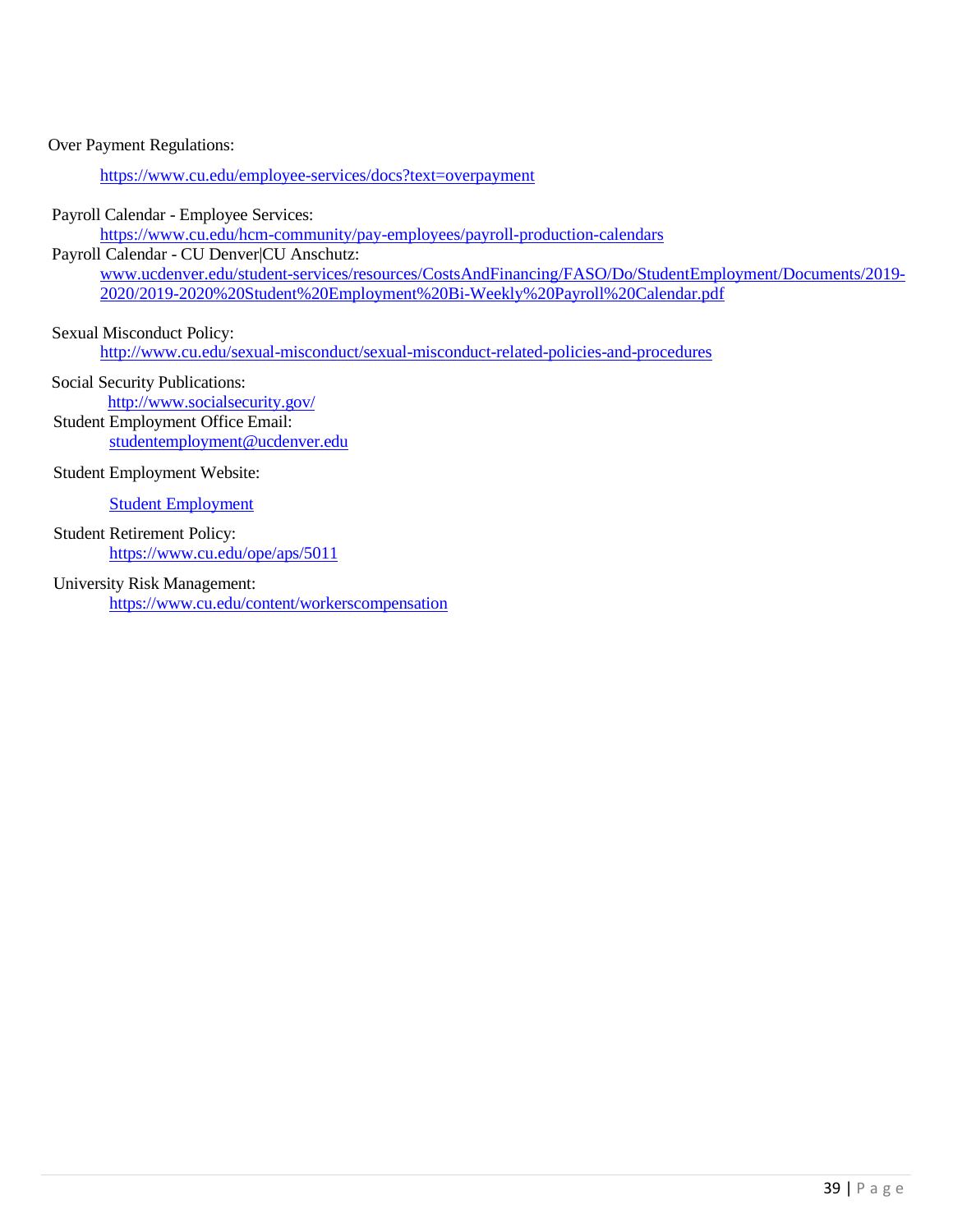Over Payment Regulations:

https://www.cu.edu/employee-services/docs?text=overpayment

Payroll Calendar - Employee Services:

https://www.cu.edu/hcm-community/pay-employees/payroll-production-calendars

Payroll Calendar - CU Denver|CU Anschutz:

www.ucdenver.edu/student-services/resources/CostsAndFinancing/FASO/Do/StudentEmployment/Documents/2019-2020/2019-2020%20Student%20Employment%20Bi-Weekly%20Payroll%20Calendar.pdf

Sexual Misconduct Policy:

http://www.cu.edu/sexual-misconduct/sexual-misconduct-related-policies-and-procedures

Social Security Publications:

http://www.socialsecurity.gov/

Student Employment Office Email:

studentemployment@ucdenver.edu

Student Employment Website:

Student Employment

Student Retirement Policy:

https://www.cu.edu/ope/aps/5011

University Risk Management:

https://www.cu.edu/content/workerscompensation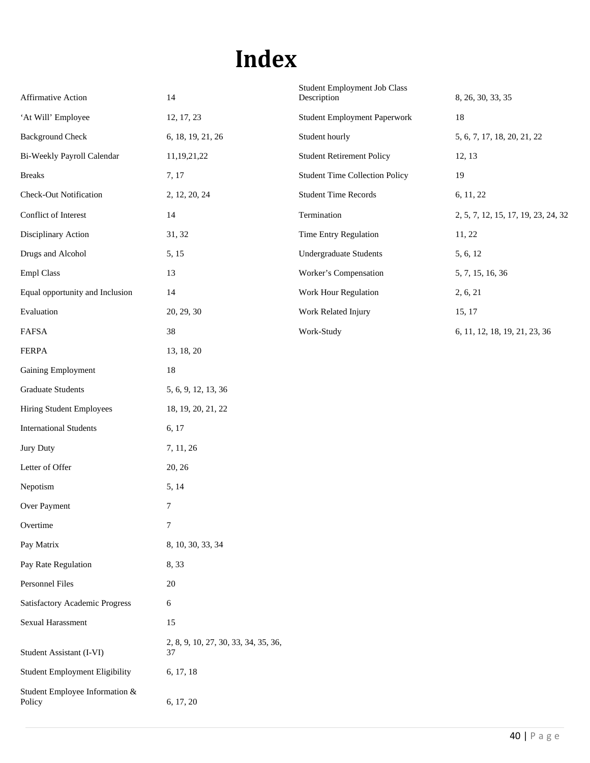# Index

| | |
|---|---|
| Affirmative Action | 14 |
| 'At Will' Employee | 12, 17, 23 |
| Background Check | 6, 18, 19, 21, 26 |
| Bi-Weekly Payroll Calendar | 11,19,21,22 |
| Breaks | 7, 17 |
| Check-Out Notification | 2, 12, 20, 24 |
| Conflict of Interest | 14 |
| Disciplinary Action | 31, 32 |
| Drugs and Alcohol | 5, 15 |
| Empl Class | 13 |
| Equal opportunity and Inclusion | 14 |
| Evaluation | 20, 29, 30 |
| FAFSA | 38 |
| FERPA | 13, 18, 20 |
| Gaining Employment | 18 |
| Graduate Students | 5, 6, 9, 12, 13, 36 |
| Hiring Student Employees | 18, 19, 20, 21, 22 |
| International Students | 6, 17 |
| Jury Duty | 7, 11, 26 |
| Letter of Offer | 20, 26 |
| Nepotism | 5, 14 |
| Over Payment | 7 |
| Overtime | 7 |
| Pay Matrix | 8, 10, 30, 33, 34 |
| Pay Rate Regulation | 8, 33 |
| Personnel Files | 20 |
| Satisfactory Academic Progress | 6 |
| Sexual Harassment | 15 |
| Student Assistant (I-VI) | 2, 8, 9, 10, 27, 30, 33, 34, 35, 36, 37 |
| Student Employment Eligibility | 6, 17, 18 |
| Student Employee Information & Policy | 6, 17, 20 |
| Student Employment Job Class Description | 8, 26, 30, 33, 35 |
| Student Employment Paperwork | 18 |
| Student hourly | 5, 6, 7, 17, 18, 20, 21, 22 |
| Student Retirement Policy | 12, 13 |
| Student Time Collection Policy | 19 |
| Student Time Records | 6, 11, 22 |
| Termination | 2, 5, 7, 12, 15, 17, 19, 23, 24, 32 |
| Time Entry Regulation | 11, 22 |
| Undergraduate Students | 5, 6, 12 |
| Worker's Compensation | 5, 7, 15, 16, 36 |
| Work Hour Regulation | 2, 6, 21 |
| Work Related Injury | 15, 17 |
| Work-Study | 6, 11, 12, 18, 19, 21, 23, 36 |